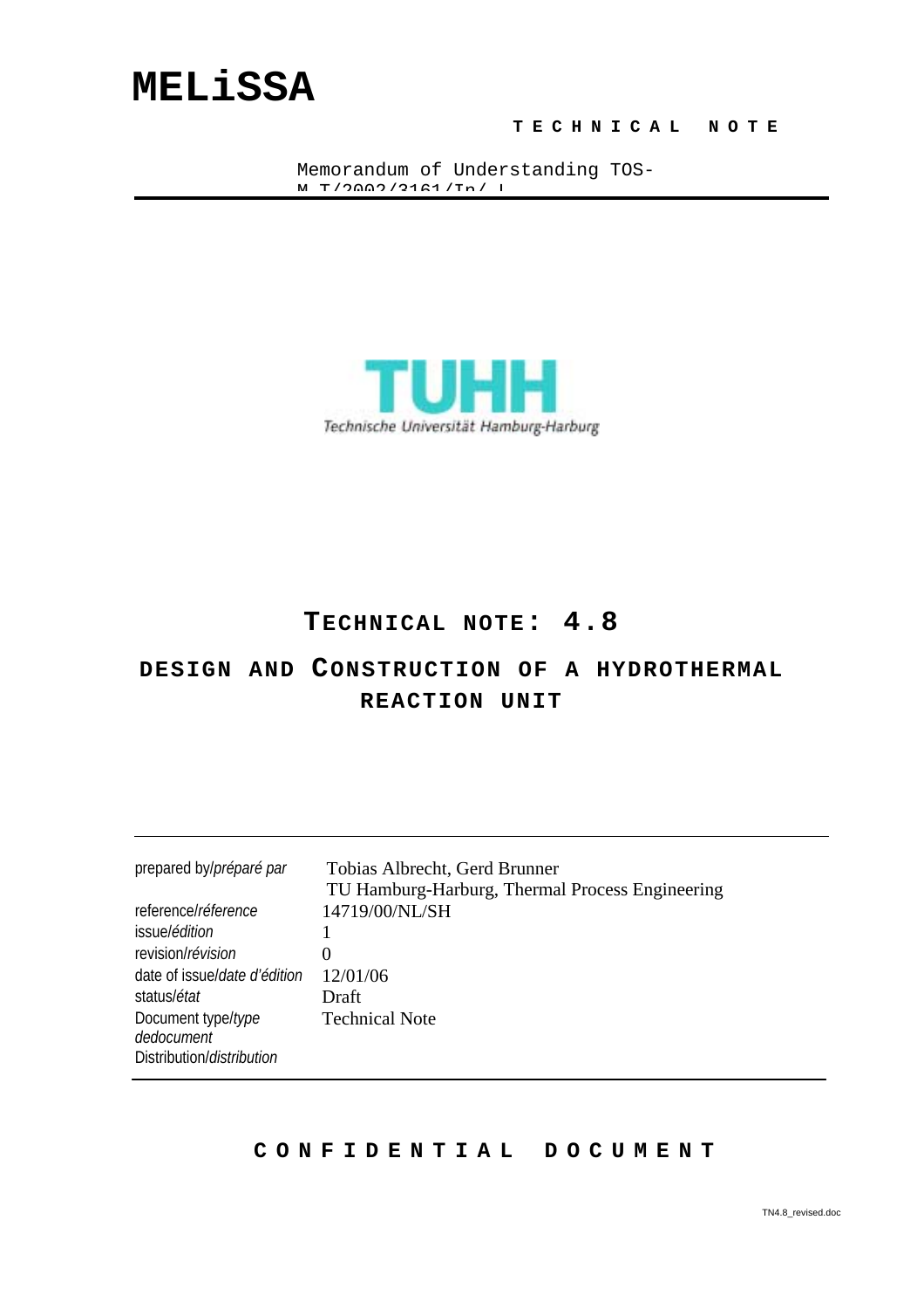# MELiSSA

**TECHNICAL NOTE**

Memorandum of Understanding TOS-MCT/2002/3161/In/CL

**TUHH**
Technische Universität Hamburg-Harburg

## TECHNICAL NOTE: 4.8

## DESIGN AND CONSTRUCTION OF A HYDROTHERMAL REACTION UNIT

| | |
|---|---|
| prepared by/*préparé par* | Tobias Albrecht, Gerd Brunner<br>TU Hamburg-Harburg, Thermal Process Engineering |
| reference/*réference* | 14719/00/NL/SH |
| issue/*édition* | 1 |
| revision/*révision* | 0 |
| date of issue/*date d'édition* | 12/01/06 |
| status/*état* | Draft |
| Document type/*type dedocument* | Technical Note |
| Distribution/*distribution* | |

**CONFIDENTIAL DOCUMENT**

TN4.8_revised.doc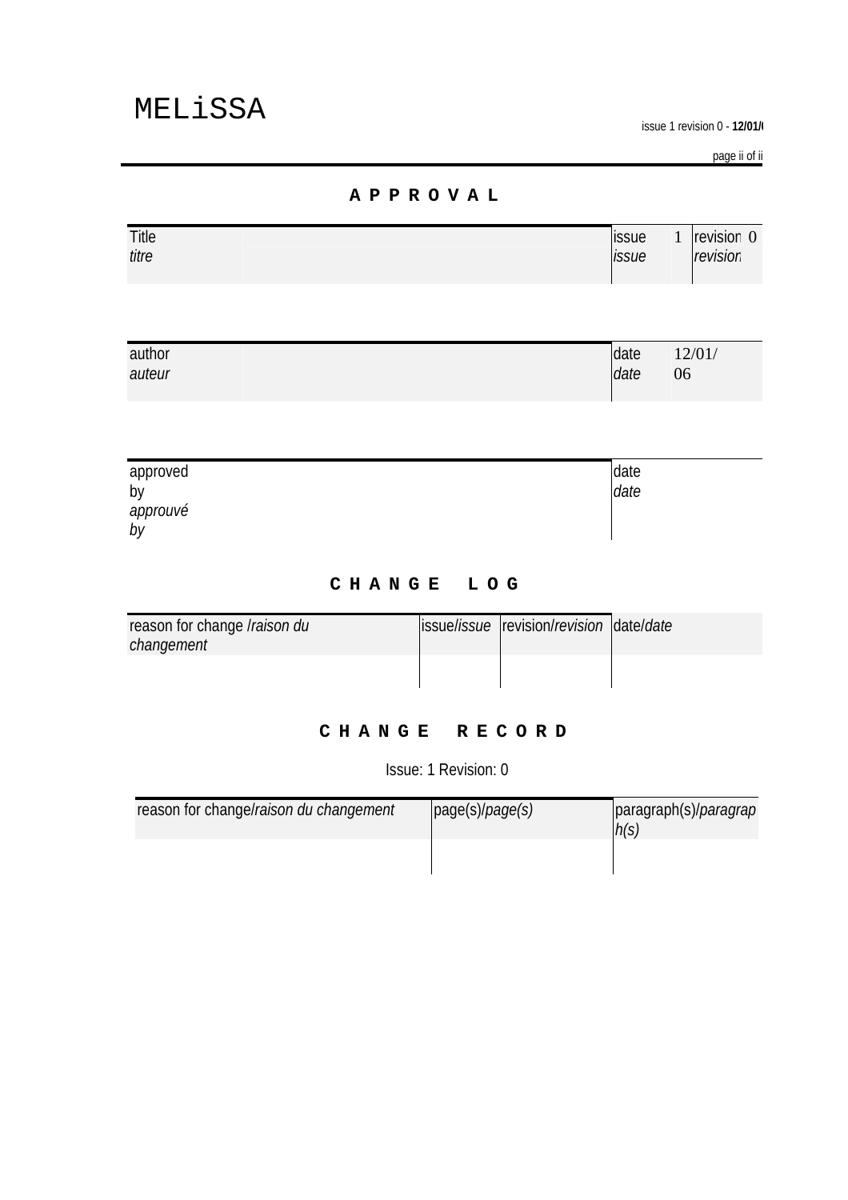# APPROVAL

| Title *titre* | | issue *issue* | 1 | revision *revision* | 0 |
|---|---|---|---|---|---|

| author *auteur* | | date *date* | 12/01/06 |
|---|---|---|---|

| approved by *approuvé by* | date *date* | |
|---|---|---|

# CHANGE LOG

| reason for change /*raison du changement* | issue/*issue* | revision/*revision* | date/*date* |
|---|---|---|---|
| | | | |

# CHANGE RECORD

Issue: 1 Revision: 0

| reason for change/*raison du changement* | page(s)/*page(s)* | paragraph(s)/*paragraph(s)* |
|---|---|---|
| | | |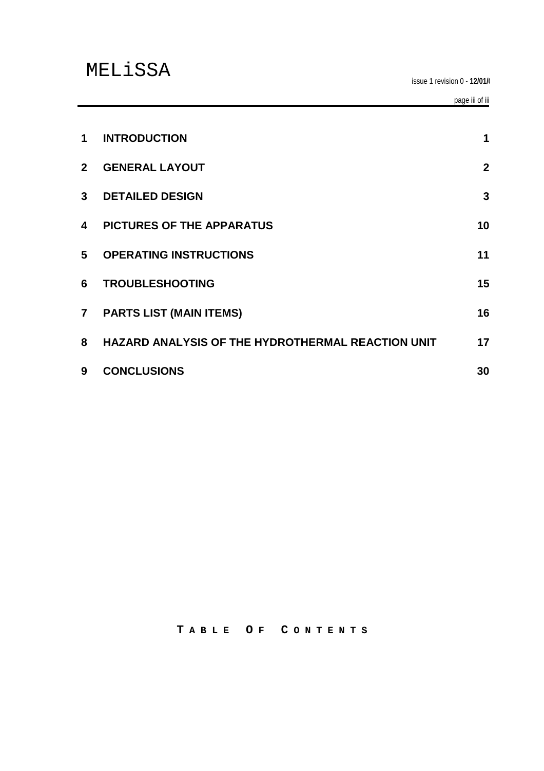# Table of Contents

| | | |
|---|---|---|
| 1 | INTRODUCTION | 1 |
| 2 | GENERAL LAYOUT | 2 |
| 3 | DETAILED DESIGN | 3 |
| 4 | PICTURES OF THE APPARATUS | 10 |
| 5 | OPERATING INSTRUCTIONS | 11 |
| 6 | TROUBLESHOOTING | 15 |
| 7 | PARTS LIST (MAIN ITEMS) | 16 |
| 8 | HAZARD ANALYSIS OF THE HYDROTHERMAL REACTION UNIT | 17 |
| 9 | CONCLUSIONS | 30 |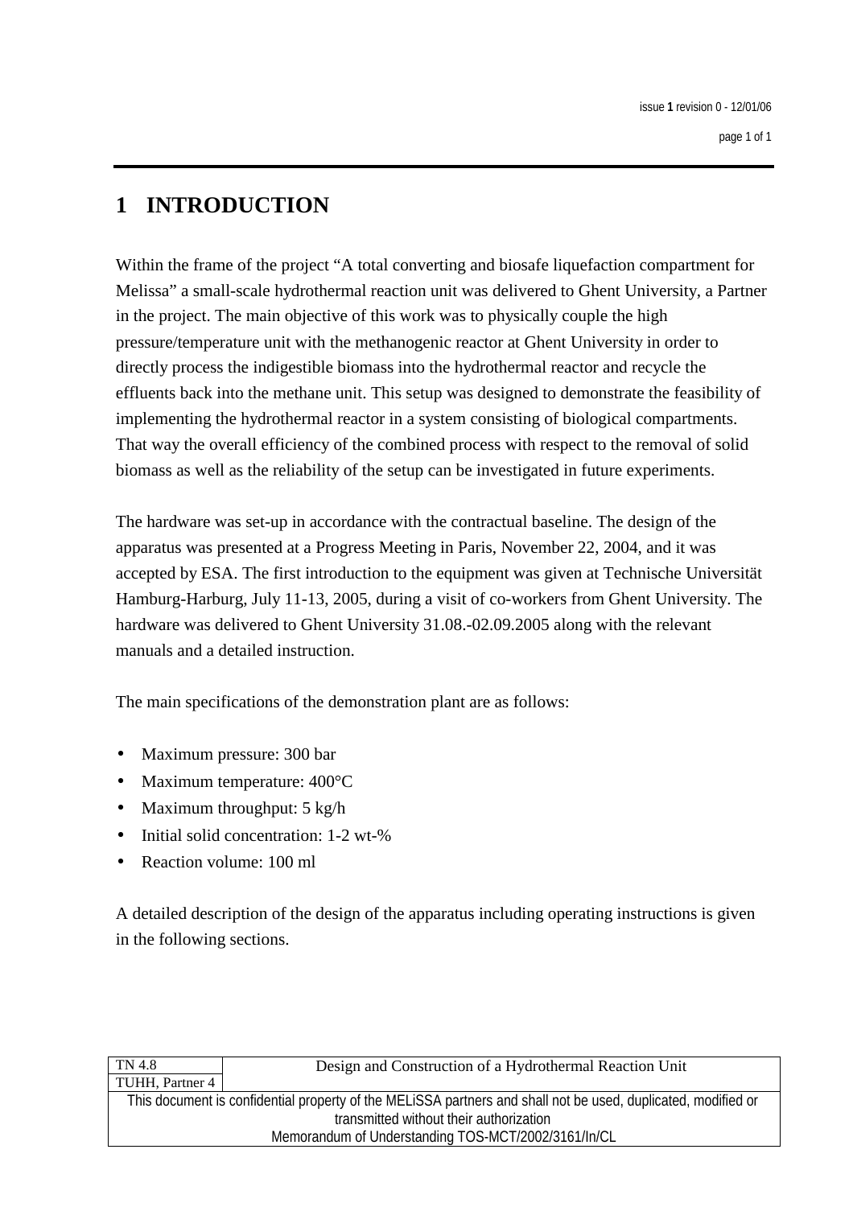# 1 INTRODUCTION

Within the frame of the project "A total converting and biosafe liquefaction compartment for Melissa" a small-scale hydrothermal reaction unit was delivered to Ghent University, a Partner in the project. The main objective of this work was to physically couple the high pressure/temperature unit with the methanogenic reactor at Ghent University in order to directly process the indigestible biomass into the hydrothermal reactor and recycle the effluents back into the methane unit. This setup was designed to demonstrate the feasibility of implementing the hydrothermal reactor in a system consisting of biological compartments. That way the overall efficiency of the combined process with respect to the removal of solid biomass as well as the reliability of the setup can be investigated in future experiments.

The hardware was set-up in accordance with the contractual baseline. The design of the apparatus was presented at a Progress Meeting in Paris, November 22, 2004, and it was accepted by ESA. The first introduction to the equipment was given at Technische Universität Hamburg-Harburg, July 11-13, 2005, during a visit of co-workers from Ghent University. The hardware was delivered to Ghent University 31.08.-02.09.2005 along with the relevant manuals and a detailed instruction.

The main specifications of the demonstration plant are as follows:

- Maximum pressure: 300 bar
- Maximum temperature: 400°C
- Maximum throughput: 5 kg/h
- Initial solid concentration: 1-2 wt-%
- Reaction volume: 100 ml

A detailed description of the design of the apparatus including operating instructions is given in the following sections.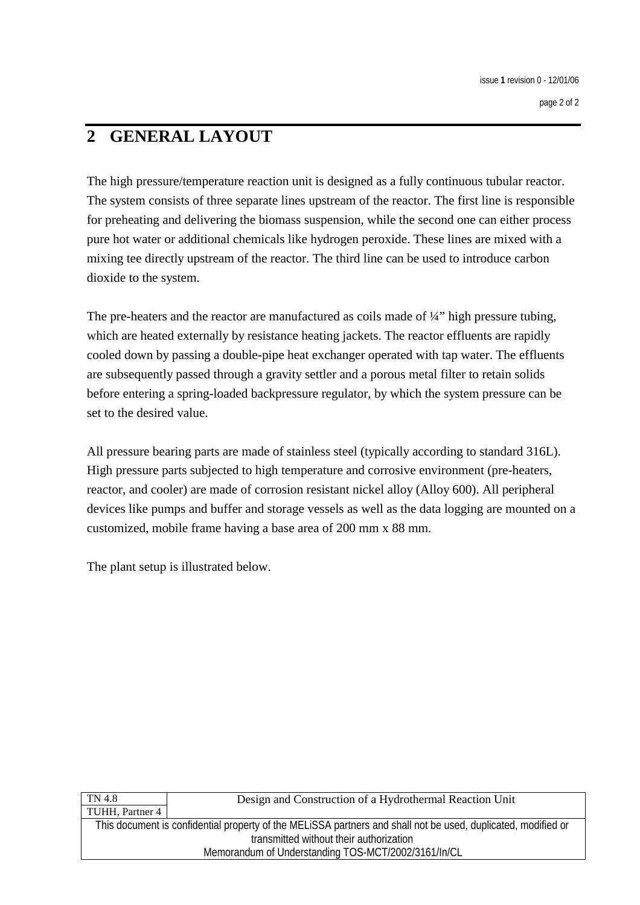# 2 GENERAL LAYOUT

The high pressure/temperature reaction unit is designed as a fully continuous tubular reactor. The system consists of three separate lines upstream of the reactor. The first line is responsible for preheating and delivering the biomass suspension, while the second one can either process pure hot water or additional chemicals like hydrogen peroxide. These lines are mixed with a mixing tee directly upstream of the reactor. The third line can be used to introduce carbon dioxide to the system.

The pre-heaters and the reactor are manufactured as coils made of ¼" high pressure tubing, which are heated externally by resistance heating jackets. The reactor effluents are rapidly cooled down by passing a double-pipe heat exchanger operated with tap water. The effluents are subsequently passed through a gravity settler and a porous metal filter to retain solids before entering a spring-loaded backpressure regulator, by which the system pressure can be set to the desired value.

All pressure bearing parts are made of stainless steel (typically according to standard 316L). High pressure parts subjected to high temperature and corrosive environment (pre-heaters, reactor, and cooler) are made of corrosion resistant nickel alloy (Alloy 600). All peripheral devices like pumps and buffer and storage vessels as well as the data logging are mounted on a customized, mobile frame having a base area of 200 mm x 88 mm.

The plant setup is illustrated below.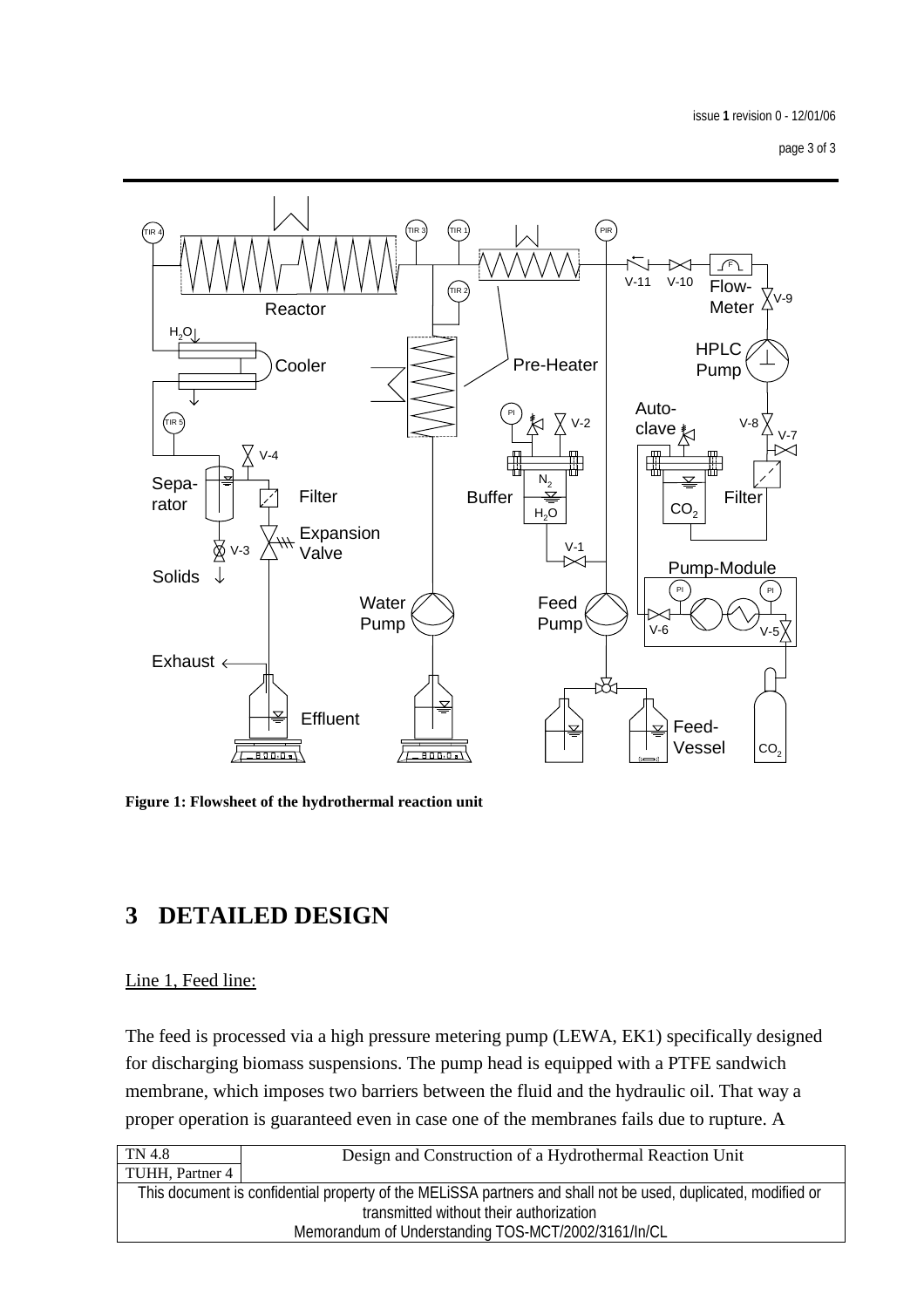Figure 1: Flowsheet of the hydrothermal reaction unit

# 3 DETAILED DESIGN

Line 1, Feed line:

The feed is processed via a high pressure metering pump (LEWA, EK1) specifically designed for discharging biomass suspensions. The pump head is equipped with a PTFE sandwich membrane, which imposes two barriers between the fluid and the hydraulic oil. That way a proper operation is guaranteed even in case one of the membranes fails due to rupture. A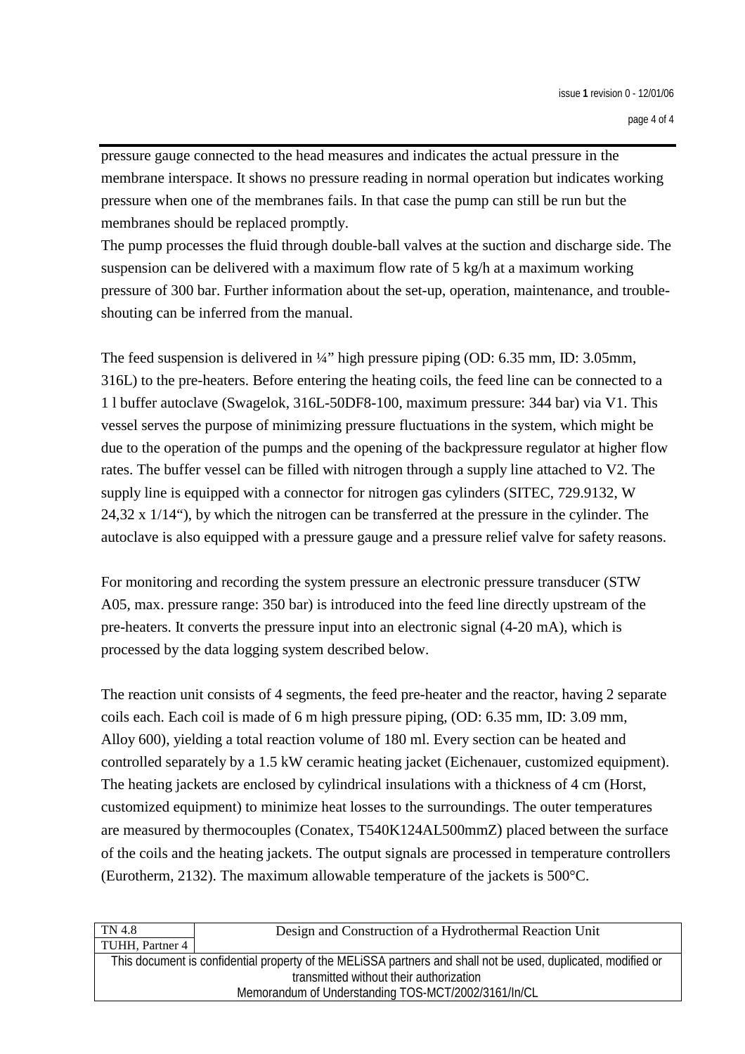pressure gauge connected to the head measures and indicates the actual pressure in the membrane interspace. It shows no pressure reading in normal operation but indicates working pressure when one of the membranes fails. In that case the pump can still be run but the membranes should be replaced promptly.
The pump processes the fluid through double-ball valves at the suction and discharge side. The suspension can be delivered with a maximum flow rate of 5 kg/h at a maximum working pressure of 300 bar. Further information about the set-up, operation, maintenance, and trouble-shouting can be inferred from the manual.

The feed suspension is delivered in ¼" high pressure piping (OD: 6.35 mm, ID: 3.05mm, 316L) to the pre-heaters. Before entering the heating coils, the feed line can be connected to a 1 l buffer autoclave (Swagelok, 316L-50DF8-100, maximum pressure: 344 bar) via V1. This vessel serves the purpose of minimizing pressure fluctuations in the system, which might be due to the operation of the pumps and the opening of the backpressure regulator at higher flow rates. The buffer vessel can be filled with nitrogen through a supply line attached to V2. The supply line is equipped with a connector for nitrogen gas cylinders (SITEC, 729.9132, W 24,32 x 1/14"), by which the nitrogen can be transferred at the pressure in the cylinder. The autoclave is also equipped with a pressure gauge and a pressure relief valve for safety reasons.

For monitoring and recording the system pressure an electronic pressure transducer (STW A05, max. pressure range: 350 bar) is introduced into the feed line directly upstream of the pre-heaters. It converts the pressure input into an electronic signal (4-20 mA), which is processed by the data logging system described below.

The reaction unit consists of 4 segments, the feed pre-heater and the reactor, having 2 separate coils each. Each coil is made of 6 m high pressure piping, (OD: 6.35 mm, ID: 3.09 mm, Alloy 600), yielding a total reaction volume of 180 ml. Every section can be heated and controlled separately by a 1.5 kW ceramic heating jacket (Eichenauer, customized equipment). The heating jackets are enclosed by cylindrical insulations with a thickness of 4 cm (Horst, customized equipment) to minimize heat losses to the surroundings. The outer temperatures are measured by thermocouples (Conatex, T540K124AL500mmZ) placed between the surface of the coils and the heating jackets. The output signals are processed in temperature controllers (Eurotherm, 2132). The maximum allowable temperature of the jackets is 500°C.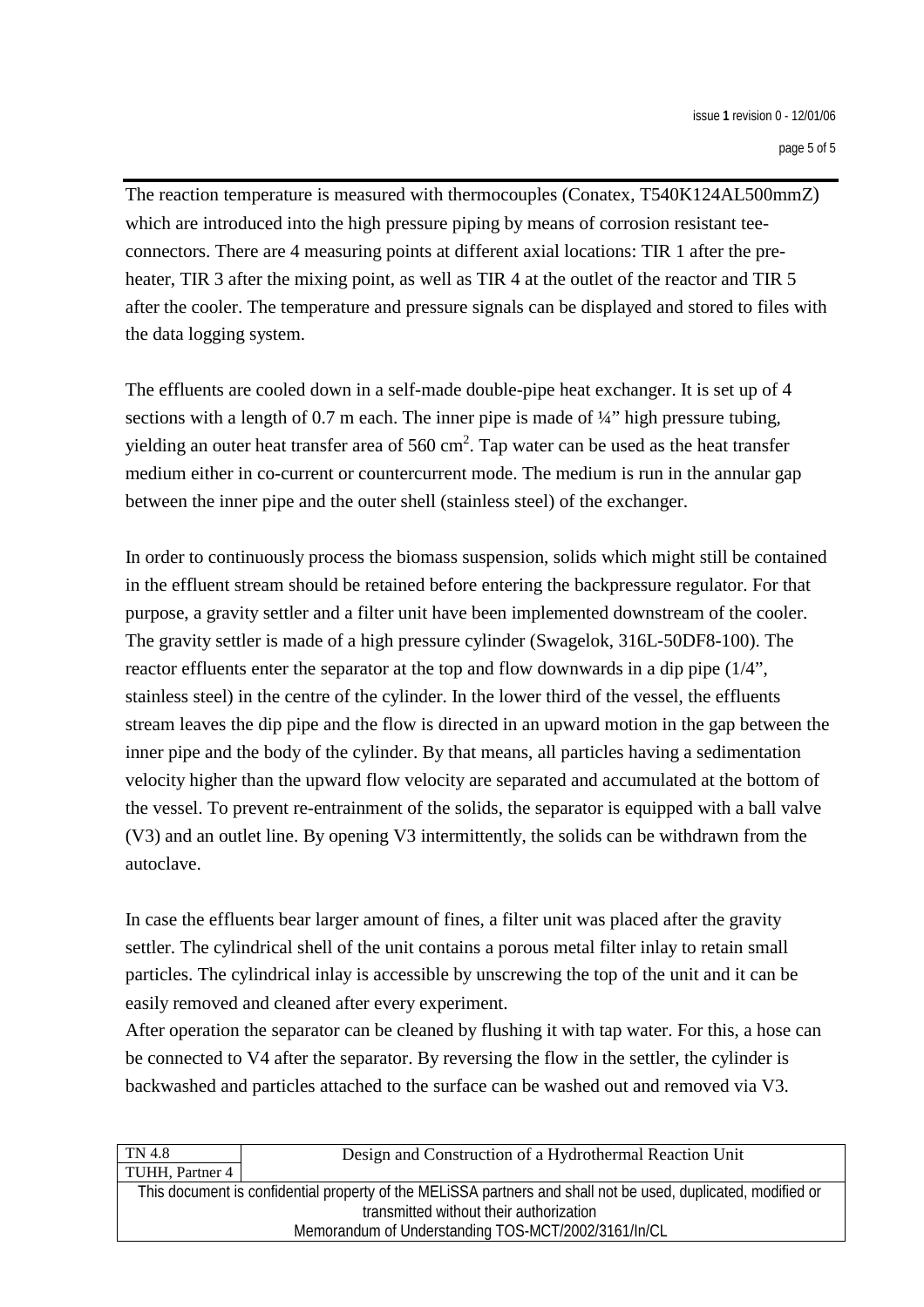The reaction temperature is measured with thermocouples (Conatex, T540K124AL500mmZ) which are introduced into the high pressure piping by means of corrosion resistant tee-connectors. There are 4 measuring points at different axial locations: TIR 1 after the pre-heater, TIR 3 after the mixing point, as well as TIR 4 at the outlet of the reactor and TIR 5 after the cooler. The temperature and pressure signals can be displayed and stored to files with the data logging system.

The effluents are cooled down in a self-made double-pipe heat exchanger. It is set up of 4 sections with a length of 0.7 m each. The inner pipe is made of ¼" high pressure tubing, yielding an outer heat transfer area of 560 $cm^2$. Tap water can be used as the heat transfer medium either in co-current or countercurrent mode. The medium is run in the annular gap between the inner pipe and the outer shell (stainless steel) of the exchanger.

In order to continuously process the biomass suspension, solids which might still be contained in the effluent stream should be retained before entering the backpressure regulator. For that purpose, a gravity settler and a filter unit have been implemented downstream of the cooler. The gravity settler is made of a high pressure cylinder (Swagelok, 316L-50DF8-100). The reactor effluents enter the separator at the top and flow downwards in a dip pipe (1/4", stainless steel) in the centre of the cylinder. In the lower third of the vessel, the effluents stream leaves the dip pipe and the flow is directed in an upward motion in the gap between the inner pipe and the body of the cylinder. By that means, all particles having a sedimentation velocity higher than the upward flow velocity are separated and accumulated at the bottom of the vessel. To prevent re-entrainment of the solids, the separator is equipped with a ball valve (V3) and an outlet line. By opening V3 intermittently, the solids can be withdrawn from the autoclave.

In case the effluents bear larger amount of fines, a filter unit was placed after the gravity settler. The cylindrical shell of the unit contains a porous metal filter inlay to retain small particles. The cylindrical inlay is accessible by unscrewing the top of the unit and it can be easily removed and cleaned after every experiment.
After operation the separator can be cleaned by flushing it with tap water. For this, a hose can be connected to V4 after the separator. By reversing the flow in the settler, the cylinder is backwashed and particles attached to the surface can be washed out and removed via V3.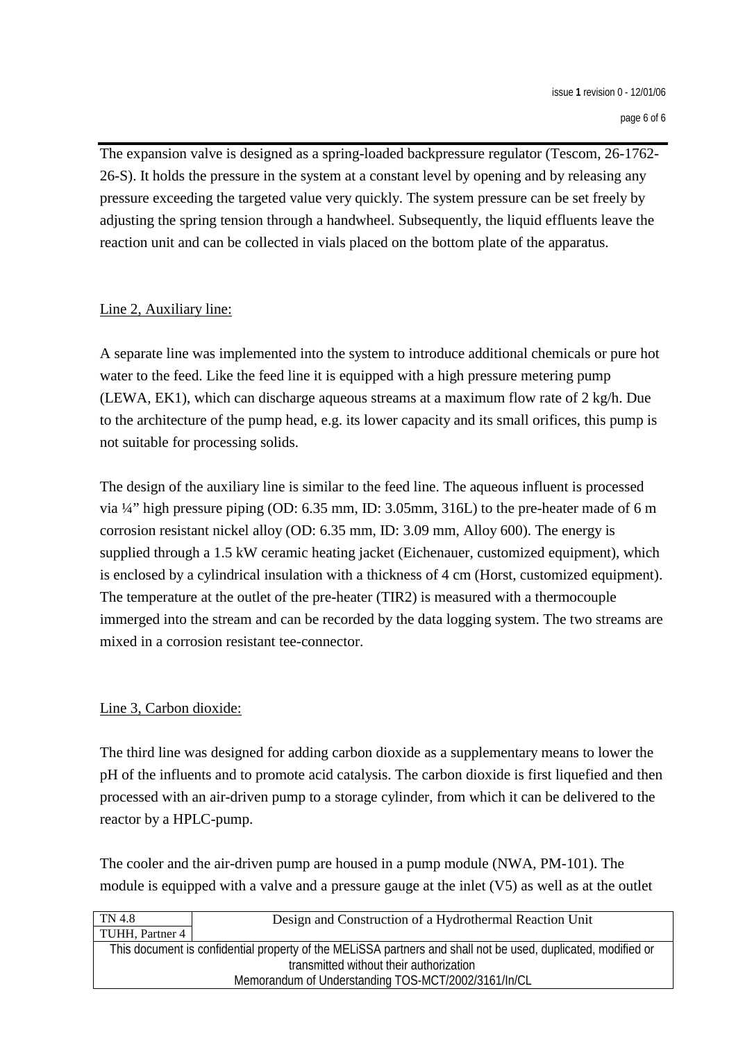The expansion valve is designed as a spring-loaded backpressure regulator (Tescom, 26-1762-26-S). It holds the pressure in the system at a constant level by opening and by releasing any pressure exceeding the targeted value very quickly. The system pressure can be set freely by adjusting the spring tension through a handwheel. Subsequently, the liquid effluents leave the reaction unit and can be collected in vials placed on the bottom plate of the apparatus.

Line 2, Auxiliary line:

A separate line was implemented into the system to introduce additional chemicals or pure hot water to the feed. Like the feed line it is equipped with a high pressure metering pump (LEWA, EK1), which can discharge aqueous streams at a maximum flow rate of 2 kg/h. Due to the architecture of the pump head, e.g. its lower capacity and its small orifices, this pump is not suitable for processing solids.

The design of the auxiliary line is similar to the feed line. The aqueous influent is processed via ¼" high pressure piping (OD: 6.35 mm, ID: 3.05mm, 316L) to the pre-heater made of 6 m corrosion resistant nickel alloy (OD: 6.35 mm, ID: 3.09 mm, Alloy 600). The energy is supplied through a 1.5 kW ceramic heating jacket (Eichenauer, customized equipment), which is enclosed by a cylindrical insulation with a thickness of 4 cm (Horst, customized equipment). The temperature at the outlet of the pre-heater (TIR2) is measured with a thermocouple immerged into the stream and can be recorded by the data logging system. The two streams are mixed in a corrosion resistant tee-connector.

Line 3, Carbon dioxide:

The third line was designed for adding carbon dioxide as a supplementary means to lower the pH of the influents and to promote acid catalysis. The carbon dioxide is first liquefied and then processed with an air-driven pump to a storage cylinder, from which it can be delivered to the reactor by a HPLC-pump.

The cooler and the air-driven pump are housed in a pump module (NWA, PM-101). The module is equipped with a valve and a pressure gauge at the inlet (V5) as well as at the outlet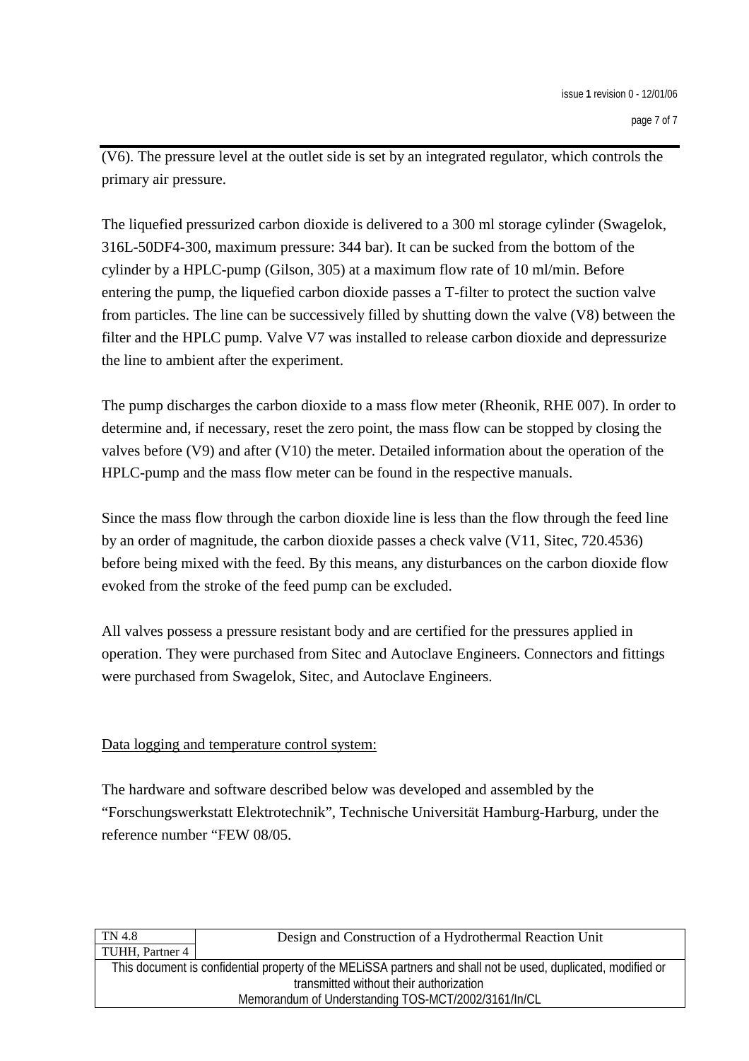(V6). The pressure level at the outlet side is set by an integrated regulator, which controls the primary air pressure.

The liquefied pressurized carbon dioxide is delivered to a 300 ml storage cylinder (Swagelok, 316L-50DF4-300, maximum pressure: 344 bar). It can be sucked from the bottom of the cylinder by a HPLC-pump (Gilson, 305) at a maximum flow rate of 10 ml/min. Before entering the pump, the liquefied carbon dioxide passes a T-filter to protect the suction valve from particles. The line can be successively filled by shutting down the valve (V8) between the filter and the HPLC pump. Valve V7 was installed to release carbon dioxide and depressurize the line to ambient after the experiment.

The pump discharges the carbon dioxide to a mass flow meter (Rheonik, RHE 007). In order to determine and, if necessary, reset the zero point, the mass flow can be stopped by closing the valves before (V9) and after (V10) the meter. Detailed information about the operation of the HPLC-pump and the mass flow meter can be found in the respective manuals.

Since the mass flow through the carbon dioxide line is less than the flow through the feed line by an order of magnitude, the carbon dioxide passes a check valve (V11, Sitec, 720.4536) before being mixed with the feed. By this means, any disturbances on the carbon dioxide flow evoked from the stroke of the feed pump can be excluded.

All valves possess a pressure resistant body and are certified for the pressures applied in operation. They were purchased from Sitec and Autoclave Engineers. Connectors and fittings were purchased from Swagelok, Sitec, and Autoclave Engineers.

Data logging and temperature control system:

The hardware and software described below was developed and assembled by the "Forschungswerkstatt Elektrotechnik", Technische Universität Hamburg-Harburg, under the reference number "FEW 08/05.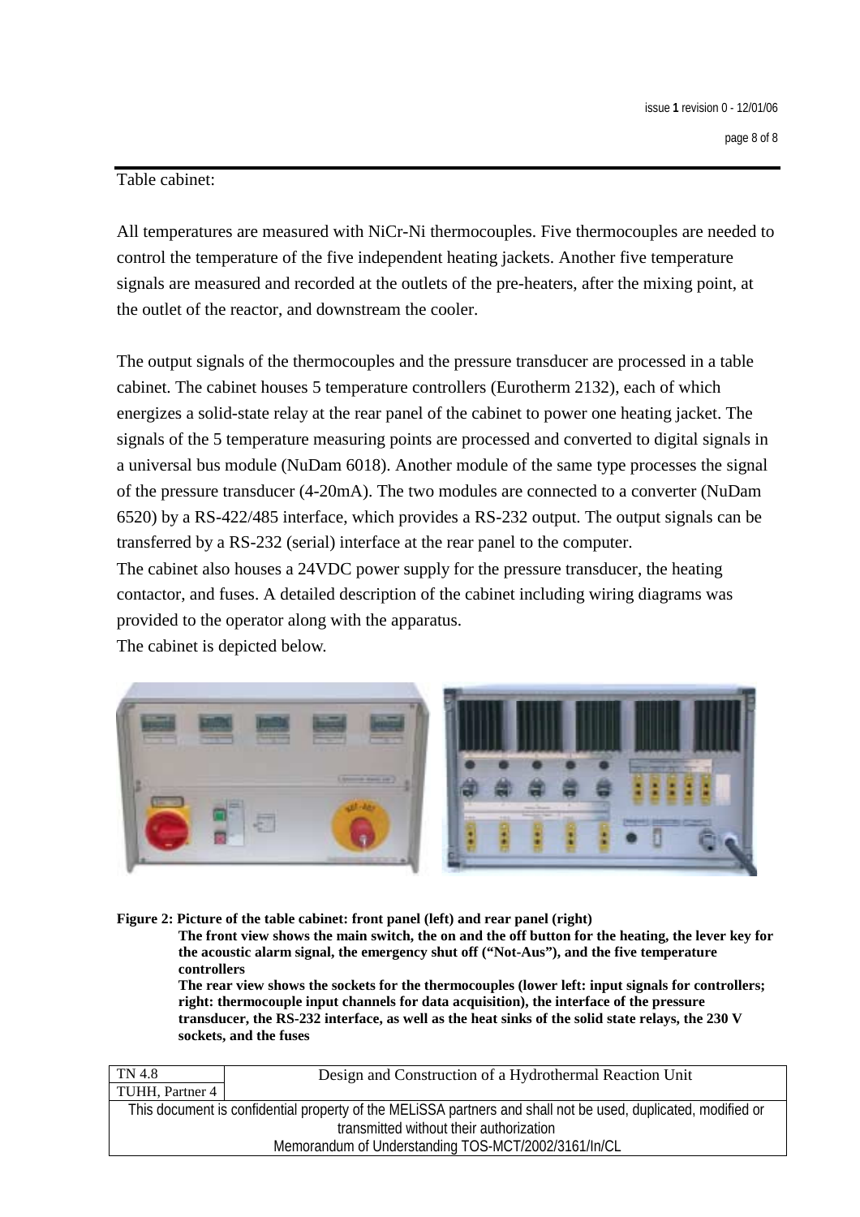Table cabinet:

All temperatures are measured with NiCr-Ni thermocouples. Five thermocouples are needed to control the temperature of the five independent heating jackets. Another five temperature signals are measured and recorded at the outlets of the pre-heaters, after the mixing point, at the outlet of the reactor, and downstream the cooler.

The output signals of the thermocouples and the pressure transducer are processed in a table cabinet. The cabinet houses 5 temperature controllers (Eurotherm 2132), each of which energizes a solid-state relay at the rear panel of the cabinet to power one heating jacket. The signals of the 5 temperature measuring points are processed and converted to digital signals in a universal bus module (NuDam 6018). Another module of the same type processes the signal of the pressure transducer (4-20mA). The two modules are connected to a converter (NuDam 6520) by a RS-422/485 interface, which provides a RS-232 output. The output signals can be transferred by a RS-232 (serial) interface at the rear panel to the computer.
The cabinet also houses a 24VDC power supply for the pressure transducer, the heating contactor, and fuses. A detailed description of the cabinet including wiring diagrams was provided to the operator along with the apparatus.
The cabinet is depicted below.

**Figure 2: Picture of the table cabinet: front panel (left) and rear panel (right)**
**The front view shows the main switch, the on and the off button for the heating, the lever key for the acoustic alarm signal, the emergency shut off ("Not-Aus"), and the five temperature controllers**
**The rear view shows the sockets for the thermocouples (lower left: input signals for controllers; right: thermocouple input channels for data acquisition), the interface of the pressure transducer, the RS-232 interface, as well as the heat sinks of the solid state relays, the 230 V sockets, and the fuses**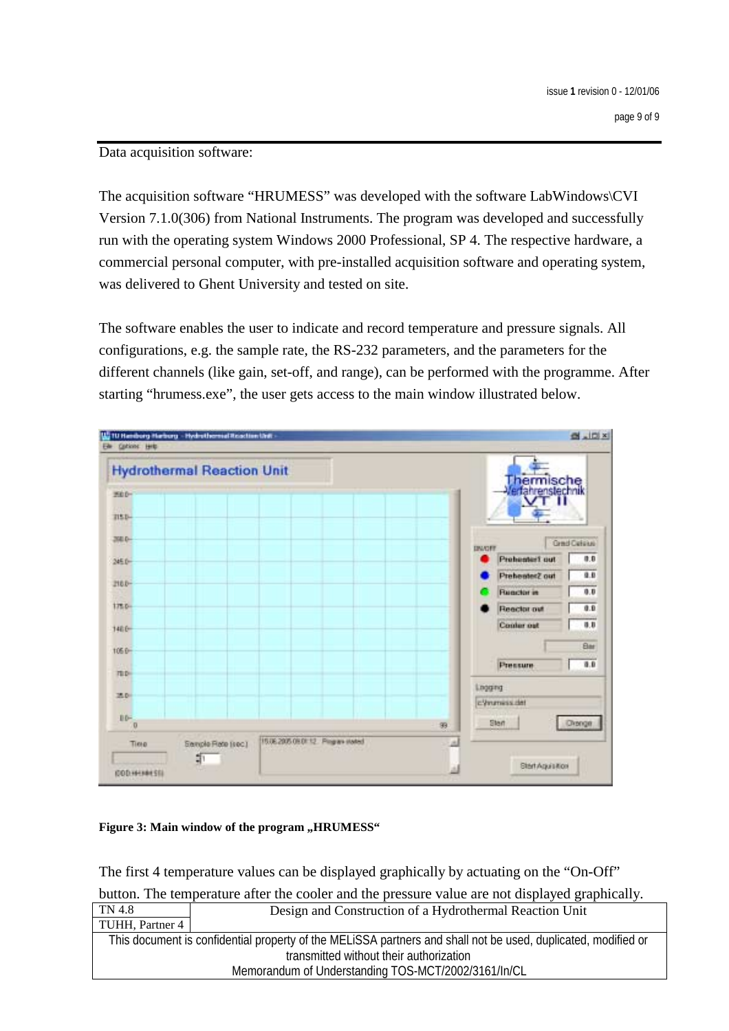Data acquisition software:

The acquisition software "HRUMESS" was developed with the software LabWindows\CVI Version 7.1.0(306) from National Instruments. The program was developed and successfully run with the operating system Windows 2000 Professional, SP 4. The respective hardware, a commercial personal computer, with pre-installed acquisition software and operating system, was delivered to Ghent University and tested on site.

The software enables the user to indicate and record temperature and pressure signals. All configurations, e.g. the sample rate, the RS-232 parameters, and the parameters for the different channels (like gain, set-off, and range), can be performed with the programme. After starting "hrumess.exe", the user gets access to the main window illustrated below.

**Figure 3: Main window of the program „HRUMESS"**

The first 4 temperature values can be displayed graphically by actuating on the "On-Off" button. The temperature after the cooler and the pressure value are not displayed graphically.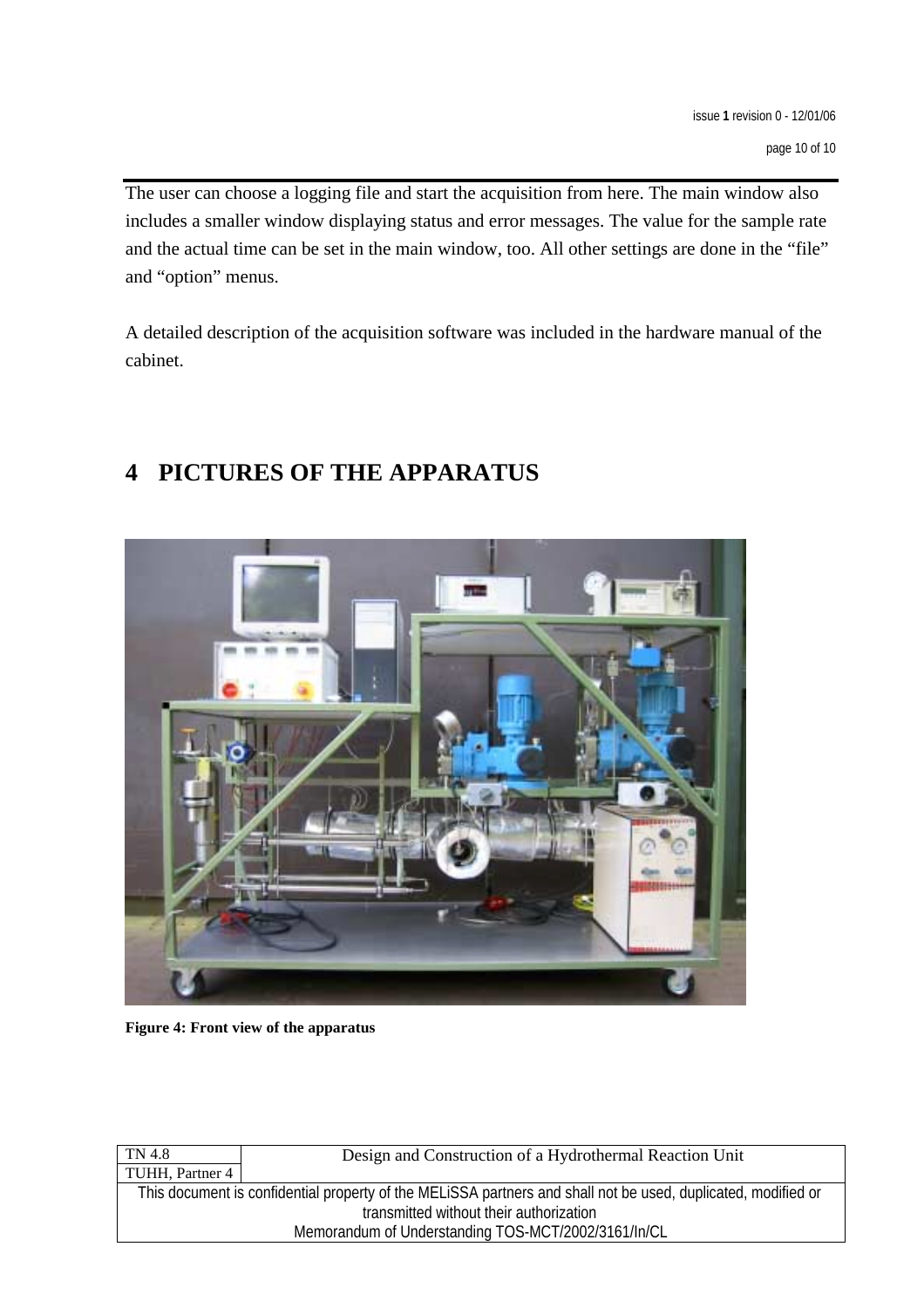The user can choose a logging file and start the acquisition from here. The main window also includes a smaller window displaying status and error messages. The value for the sample rate and the actual time can be set in the main window, too. All other settings are done in the “file” and “option” menus.

A detailed description of the acquisition software was included in the hardware manual of the cabinet.

# 4 PICTURES OF THE APPARATUS

**Figure 4: Front view of the apparatus**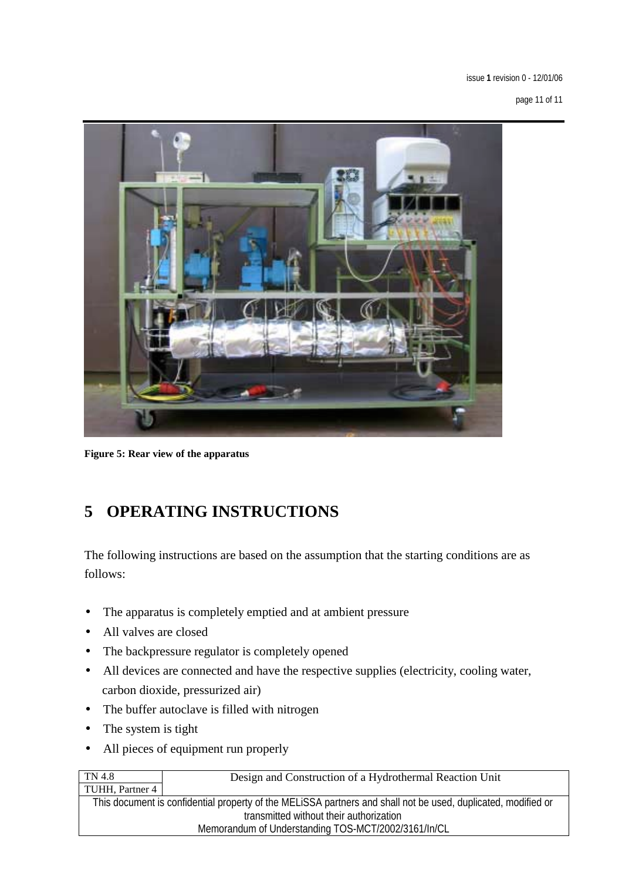Figure 5: Rear view of the apparatus

# 5 OPERATING INSTRUCTIONS

The following instructions are based on the assumption that the starting conditions are as follows:

- The apparatus is completely emptied and at ambient pressure
- All valves are closed
- The backpressure regulator is completely opened
- All devices are connected and have the respective supplies (electricity, cooling water, carbon dioxide, pressurized air)
- The buffer autoclave is filled with nitrogen
- The system is tight
- All pieces of equipment run properly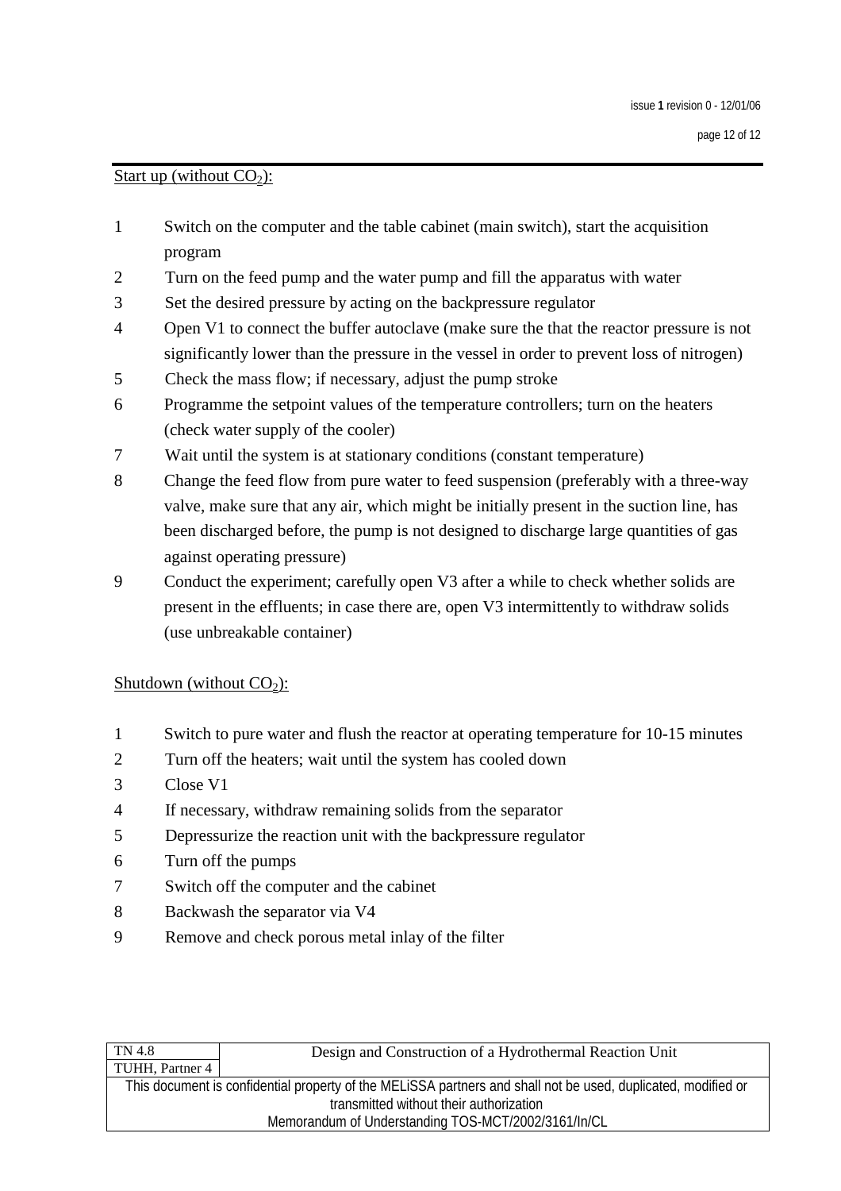Start up (without $CO_2$):

1. Switch on the computer and the table cabinet (main switch), start the acquisition program
2. Turn on the feed pump and the water pump and fill the apparatus with water
3. Set the desired pressure by acting on the backpressure regulator
4. Open V1 to connect the buffer autoclave (make sure the that the reactor pressure is not significantly lower than the pressure in the vessel in order to prevent loss of nitrogen)
5. Check the mass flow; if necessary, adjust the pump stroke
6. Programme the setpoint values of the temperature controllers; turn on the heaters (check water supply of the cooler)
7. Wait until the system is at stationary conditions (constant temperature)
8. Change the feed flow from pure water to feed suspension (preferably with a three-way valve, make sure that any air, which might be initially present in the suction line, has been discharged before, the pump is not designed to discharge large quantities of gas against operating pressure)
9. Conduct the experiment; carefully open V3 after a while to check whether solids are present in the effluents; in case there are, open V3 intermittently to withdraw solids (use unbreakable container)

Shutdown (without $CO_2$):

1. Switch to pure water and flush the reactor at operating temperature for 10-15 minutes
2. Turn off the heaters; wait until the system has cooled down
3. Close V1
4. If necessary, withdraw remaining solids from the separator
5. Depressurize the reaction unit with the backpressure regulator
6. Turn off the pumps
7. Switch off the computer and the cabinet
8. Backwash the separator via V4
9. Remove and check porous metal inlay of the filter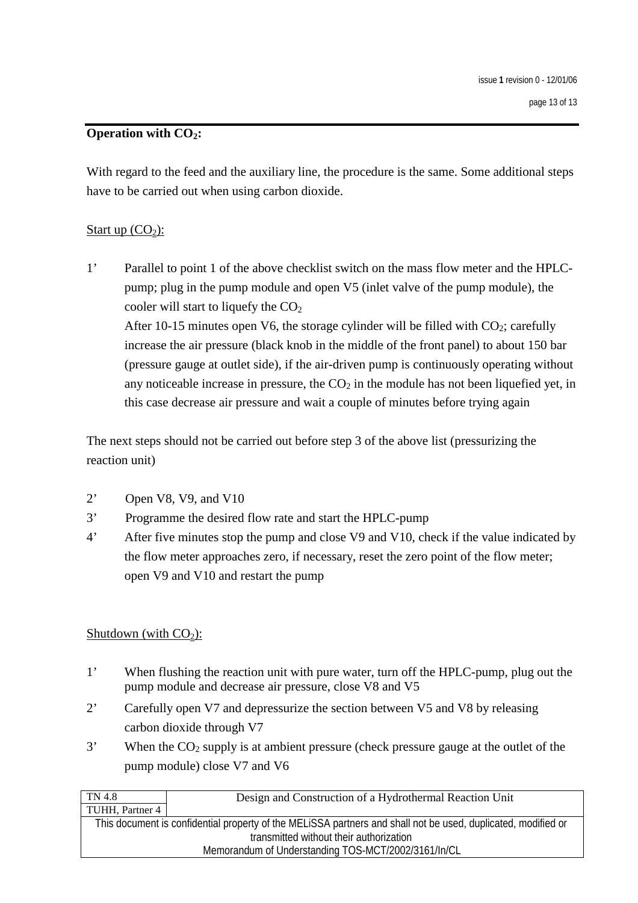**Operation with $CO_2$:**

With regard to the feed and the auxiliary line, the procedure is the same. Some additional steps have to be carried out when using carbon dioxide.

<u>Start up ($CO_2$):</u>

1’ Parallel to point 1 of the above checklist switch on the mass flow meter and the HPLC-pump; plug in the pump module and open V5 (inlet valve of the pump module), the cooler will start to liquefy the $CO_2$

After 10-15 minutes open V6, the storage cylinder will be filled with $CO_2$; carefully increase the air pressure (black knob in the middle of the front panel) to about 150 bar (pressure gauge at outlet side), if the air-driven pump is continuously operating without any noticeable increase in pressure, the $CO_2$ in the module has not been liquefied yet, in this case decrease air pressure and wait a couple of minutes before trying again

The next steps should not be carried out before step 3 of the above list (pressurizing the reaction unit)

2’ Open V8, V9, and V10

3’ Programme the desired flow rate and start the HPLC-pump

4’ After five minutes stop the pump and close V9 and V10, check if the value indicated by the flow meter approaches zero, if necessary, reset the zero point of the flow meter; open V9 and V10 and restart the pump

<u>Shutdown (with $CO_2$):</u>

1’ When flushing the reaction unit with pure water, turn off the HPLC-pump, plug out the pump module and decrease air pressure, close V8 and V5

2’ Carefully open V7 and depressurize the section between V5 and V8 by releasing carbon dioxide through V7

3’ When the $CO_2$ supply is at ambient pressure (check pressure gauge at the outlet of the pump module) close V7 and V6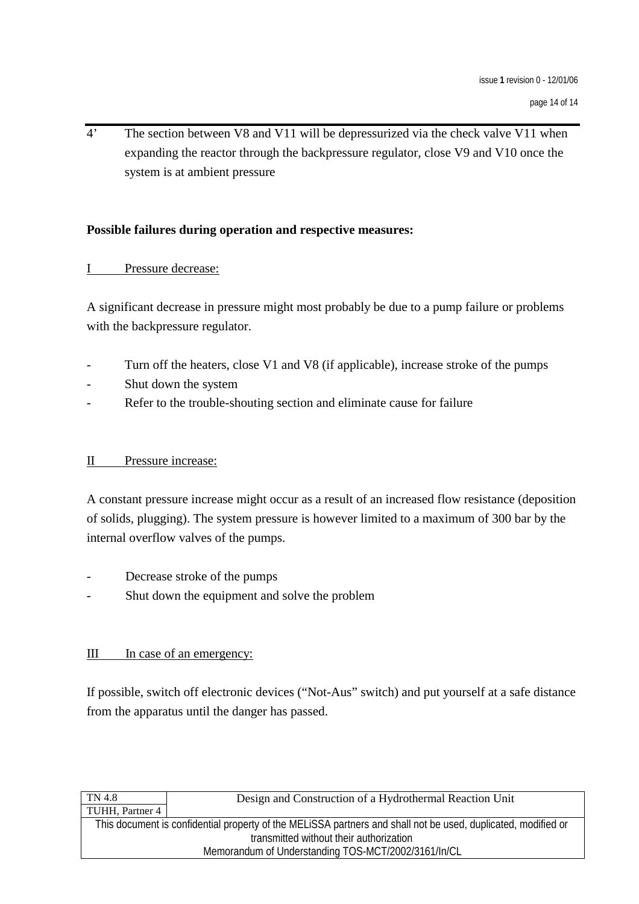4’ The section between V8 and V11 will be depressurized via the check valve V11 when expanding the reactor through the backpressure regulator, close V9 and V10 once the system is at ambient pressure

**Possible failures during operation and respective measures:**

<u>I Pressure decrease:</u>

A significant decrease in pressure might most probably be due to a pump failure or problems with the backpressure regulator.

- Turn off the heaters, close V1 and V8 (if applicable), increase stroke of the pumps
- Shut down the system
- Refer to the trouble-shouting section and eliminate cause for failure

<u>II Pressure increase:</u>

A constant pressure increase might occur as a result of an increased flow resistance (deposition of solids, plugging). The system pressure is however limited to a maximum of 300 bar by the internal overflow valves of the pumps.

- Decrease stroke of the pumps
- Shut down the equipment and solve the problem

<u>III In case of an emergency:</u>

If possible, switch off electronic devices (“Not-Aus” switch) and put yourself at a safe distance from the apparatus until the danger has passed.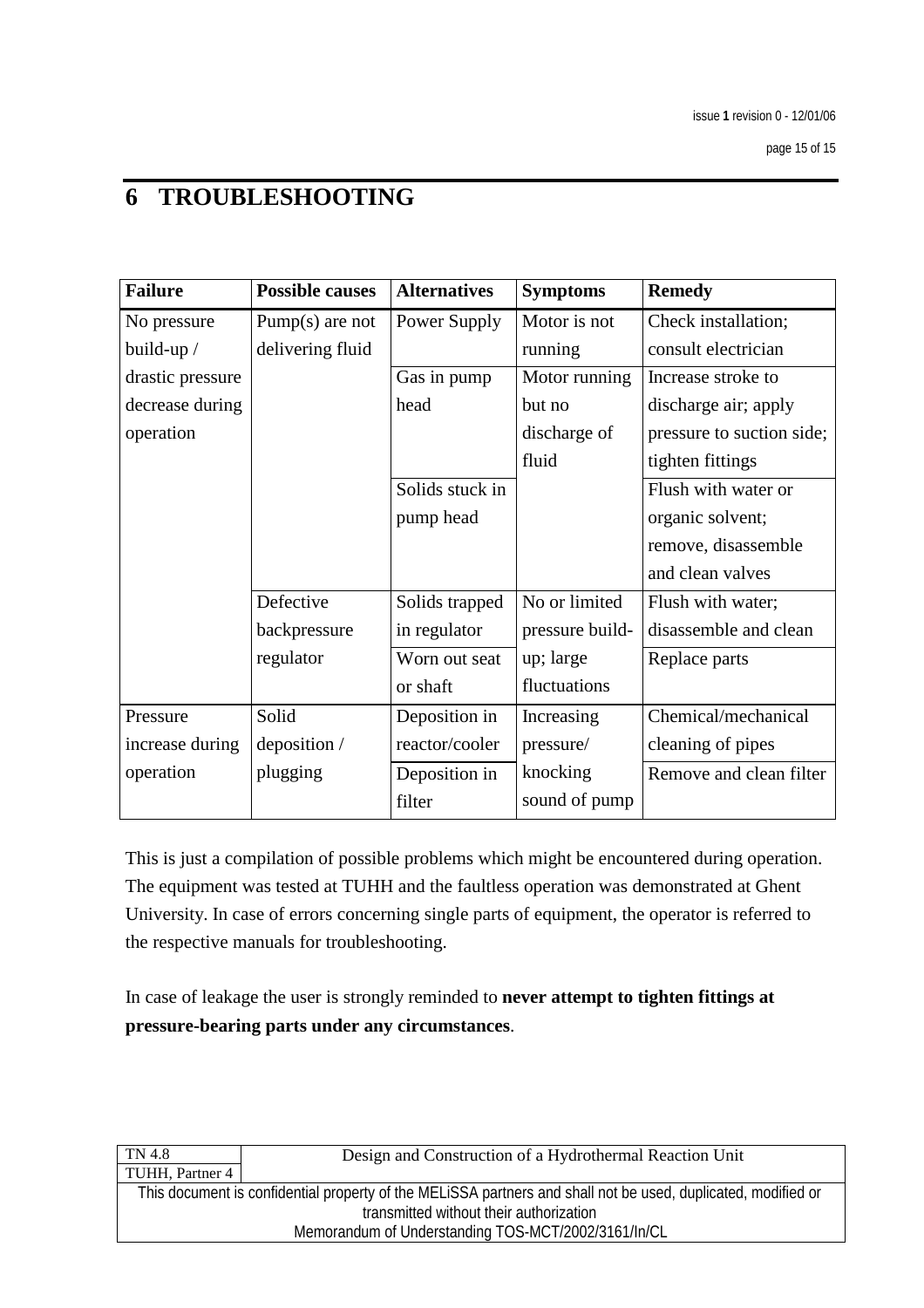# 6 TROUBLESHOOTING

| Failure | Possible causes | Alternatives | Symptoms | Remedy |
|---|---|---|---|---|
| No pressure build-up / drastic pressure decrease during operation | Pump(s) are not delivering fluid | Power Supply | Motor is not running | Check installation; consult electrician |
| | | Gas in pump head | Motor running but no discharge of fluid | Increase stroke to discharge air; apply pressure to suction side; tighten fittings |
| | | Solids stuck in pump head | | Flush with water or organic solvent; remove, disassemble and clean valves |
| | Defective backpressure regulator | Solids trapped in regulator | No or limited pressure build-up; large fluctuations | Flush with water; disassemble and clean |
| | | Worn out seat or shaft | | Replace parts |
| Pressure increase during operation | Solid deposition / plugging | Deposition in reactor/cooler | Increasing pressure/ knocking sound of pump | Chemical/mechanical cleaning of pipes |
| | | Deposition in filter | | Remove and clean filter |

This is just a compilation of possible problems which might be encountered during operation. The equipment was tested at TUHH and the faultless operation was demonstrated at Ghent University. In case of errors concerning single parts of equipment, the operator is referred to the respective manuals for troubleshooting.

In case of leakage the user is strongly reminded to **never attempt to tighten fittings at pressure-bearing parts under any circumstances**.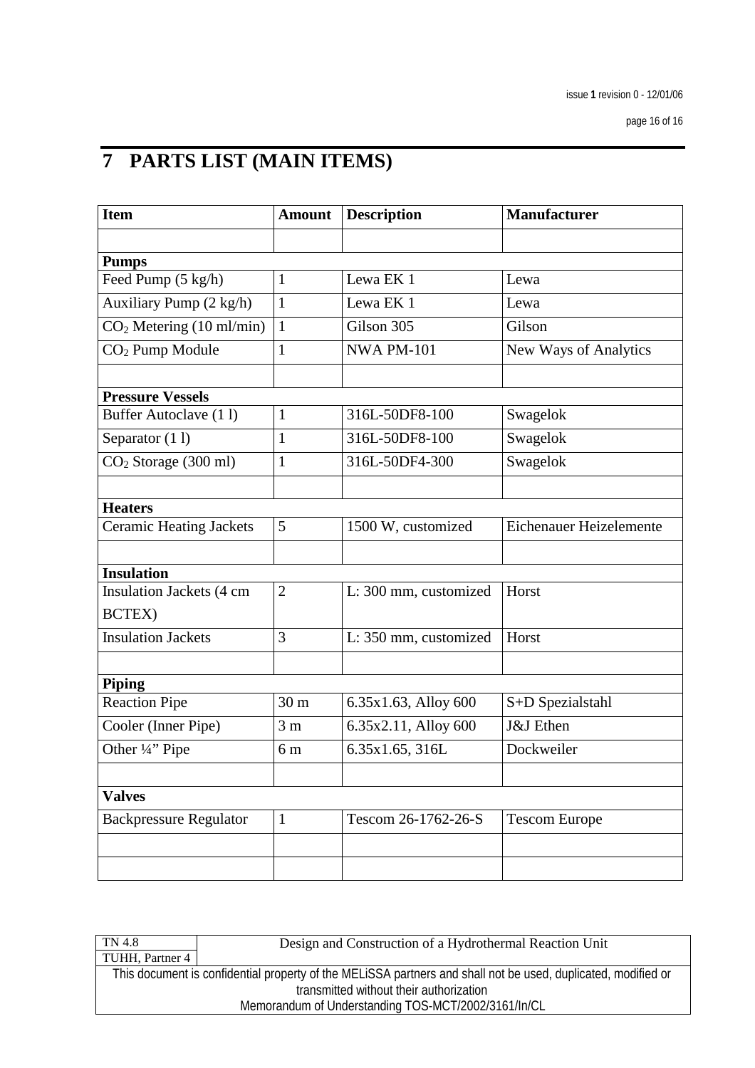# 7 PARTS LIST (MAIN ITEMS)

| **Item** | **Amount** | **Description** | **Manufacturer** |
|---|---|---|---|
| | | | |
| **Pumps** | | | |
| Feed Pump (5 kg/h) | 1 | Lewa EK 1 | Lewa |
| Auxiliary Pump (2 kg/h) | 1 | Lewa EK 1 | Lewa |
| $CO_2$ Metering (10 ml/min) | 1 | Gilson 305 | Gilson |
| $CO_2$ Pump Module | 1 | NWA PM-101 | New Ways of Analytics |
| | | | |
| **Pressure Vessels** | | | |
| Buffer Autoclave (1 l) | 1 | 316L-50DF8-100 | Swagelok |
| Separator (1 l) | 1 | 316L-50DF8-100 | Swagelok |
| $CO_2$ Storage (300 ml) | 1 | 316L-50DF4-300 | Swagelok |
| | | | |
| **Heaters** | | | |
| Ceramic Heating Jackets | 5 | 1500 W, customized | Eichenauer Heizelemente |
| | | | |
| **Insulation** | | | |
| Insulation Jackets (4 cm BCTEX) | 2 | L: 300 mm, customized | Horst |
| Insulation Jackets | 3 | L: 350 mm, customized | Horst |
| | | | |
| **Piping** | | | |
| Reaction Pipe | 30 m | 6.35x1.63, Alloy 600 | S+D Spezialstahl |
| Cooler (Inner Pipe) | 3 m | 6.35x2.11, Alloy 600 | J&J Ethen |
| Other ¼” Pipe | 6 m | 6.35x1.65, 316L | Dockweiler |
| | | | |
| **Valves** | | | |
| Backpressure Regulator | 1 | Tescom 26-1762-26-S | Tescom Europe |
| | | | |
| | | | |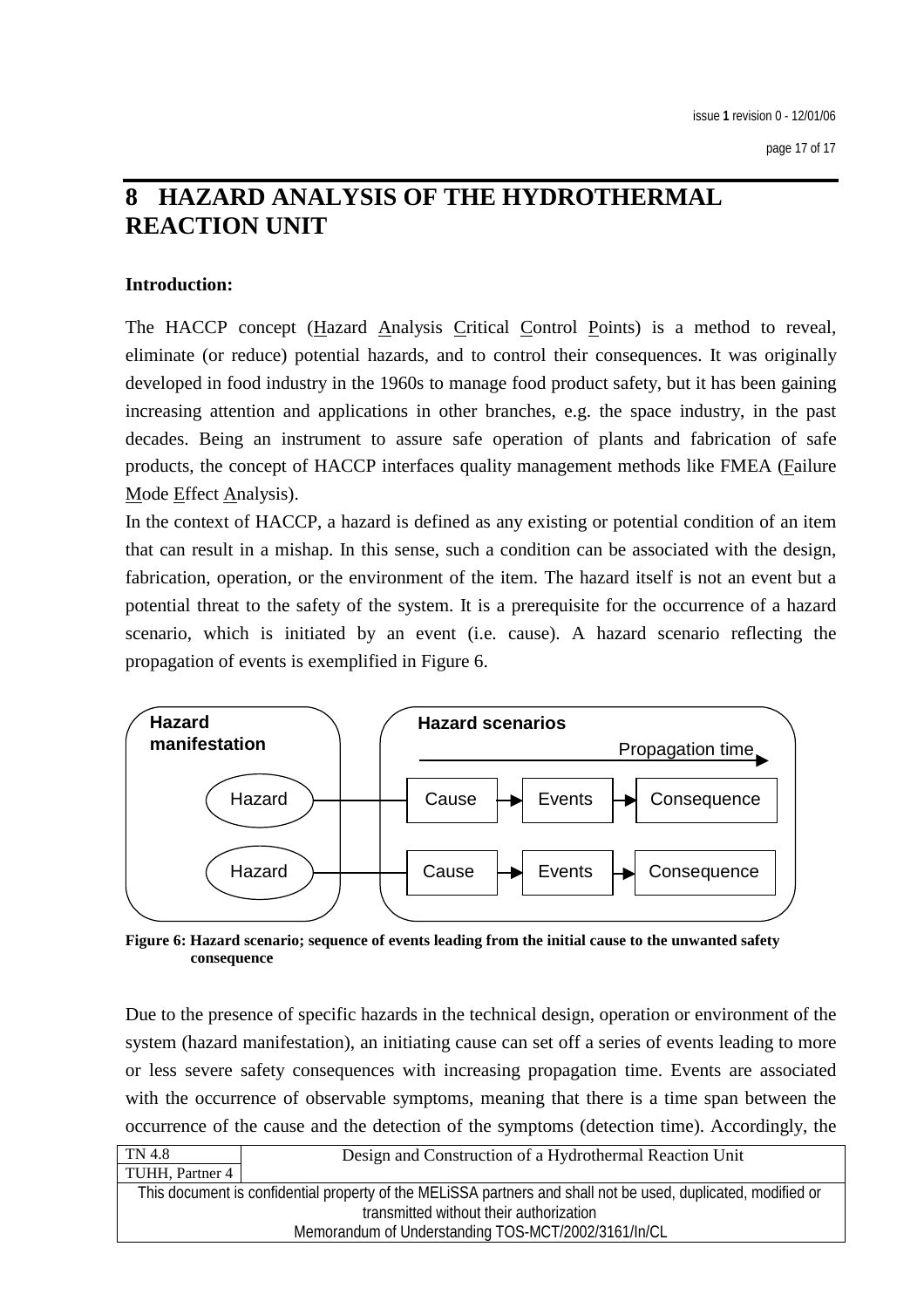# 8 HAZARD ANALYSIS OF THE HYDROTHERMAL REACTION UNIT

**Introduction:**

The HACCP concept (Hazard Analysis Critical Control Points) is a method to reveal, eliminate (or reduce) potential hazards, and to control their consequences. It was originally developed in food industry in the 1960s to manage food product safety, but it has been gaining increasing attention and applications in other branches, e.g. the space industry, in the past decades. Being an instrument to assure safe operation of plants and fabrication of safe products, the concept of HACCP interfaces quality management methods like FMEA (Failure Mode Effect Analysis).

In the context of HACCP, a hazard is defined as any existing or potential condition of an item that can result in a mishap. In this sense, such a condition can be associated with the design, fabrication, operation, or the environment of the item. The hazard itself is not an event but a potential threat to the safety of the system. It is a prerequisite for the occurrence of a hazard scenario, which is initiated by an event (i.e. cause). A hazard scenario reflecting the propagation of events is exemplified in Figure 6.

**Figure 6: Hazard scenario; sequence of events leading from the initial cause to the unwanted safety consequence**

Due to the presence of specific hazards in the technical design, operation or environment of the system (hazard manifestation), an initiating cause can set off a series of events leading to more or less severe safety consequences with increasing propagation time. Events are associated with the occurrence of observable symptoms, meaning that there is a time span between the occurrence of the cause and the detection of the symptoms (detection time). Accordingly, the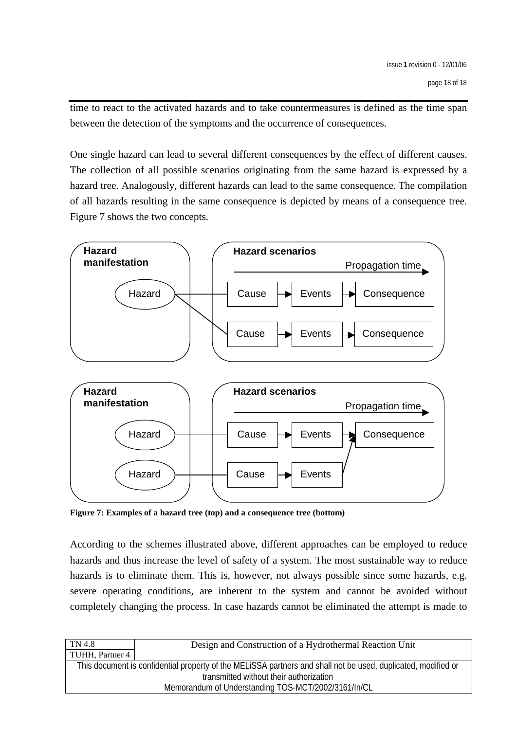time to react to the activated hazards and to take countermeasures is defined as the time span between the detection of the symptoms and the occurrence of consequences.

One single hazard can lead to several different consequences by the effect of different causes. The collection of all possible scenarios originating from the same hazard is expressed by a hazard tree. Analogously, different hazards can lead to the same consequence. The compilation of all hazards resulting in the same consequence is depicted by means of a consequence tree. Figure 7 shows the two concepts.

**Figure 7: Examples of a hazard tree (top) and a consequence tree (bottom)**

According to the schemes illustrated above, different approaches can be employed to reduce hazards and thus increase the level of safety of a system. The most sustainable way to reduce hazards is to eliminate them. This is, however, not always possible since some hazards, e.g. severe operating conditions, are inherent to the system and cannot be avoided without completely changing the process. In case hazards cannot be eliminated the attempt is made to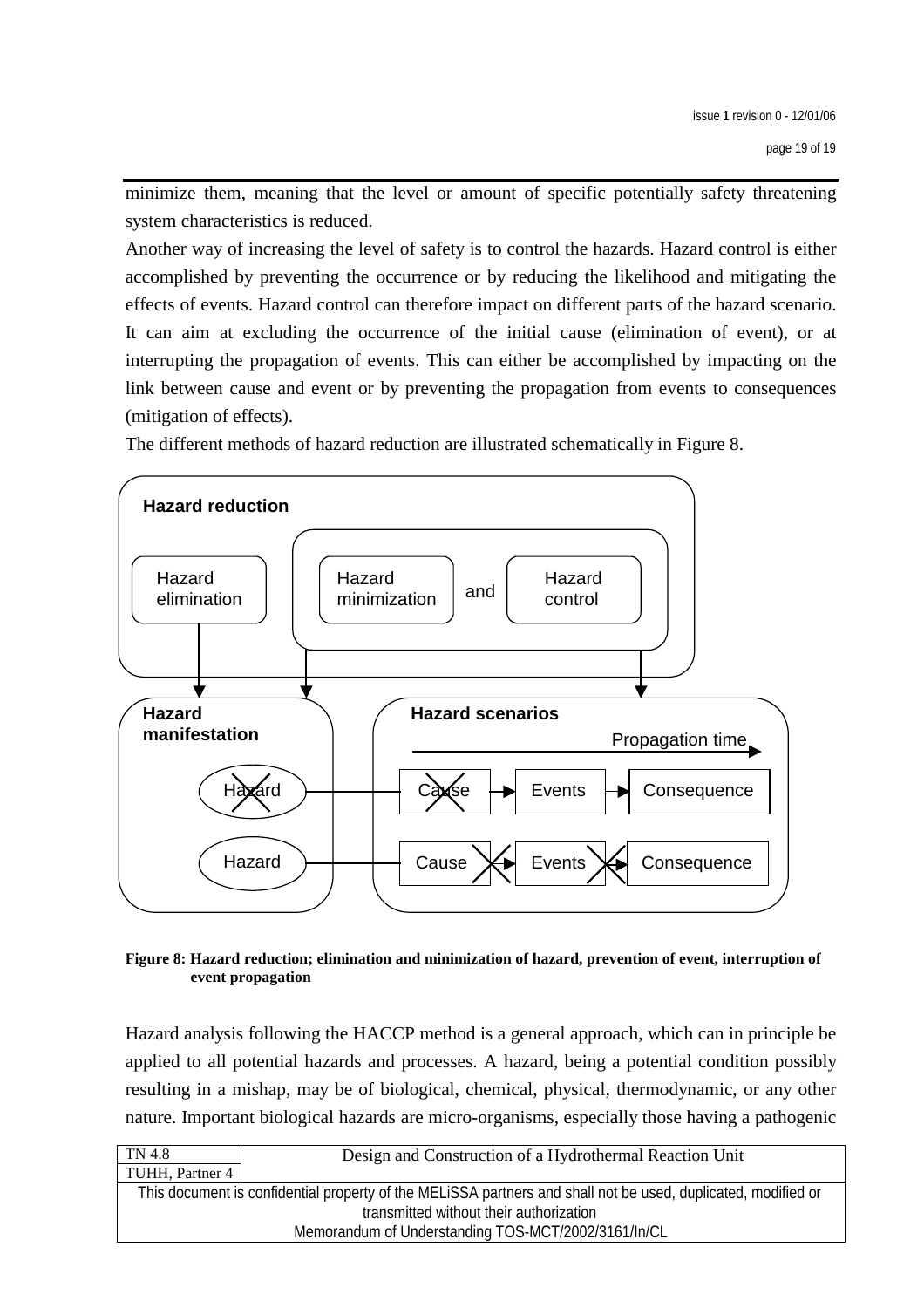minimize them, meaning that the level or amount of specific potentially safety threatening system characteristics is reduced.

Another way of increasing the level of safety is to control the hazards. Hazard control is either accomplished by preventing the occurrence or by reducing the likelihood and mitigating the effects of events. Hazard control can therefore impact on different parts of the hazard scenario. It can aim at excluding the occurrence of the initial cause (elimination of event), or at interrupting the propagation of events. This can either be accomplished by impacting on the link between cause and event or by preventing the propagation from events to consequences (mitigation of effects).

The different methods of hazard reduction are illustrated schematically in Figure 8.

**Figure 8: Hazard reduction; elimination and minimization of hazard, prevention of event, interruption of event propagation**

Hazard analysis following the HACCP method is a general approach, which can in principle be applied to all potential hazards and processes. A hazard, being a potential condition possibly resulting in a mishap, may be of biological, chemical, physical, thermodynamic, or any other nature. Important biological hazards are micro-organisms, especially those having a pathogenic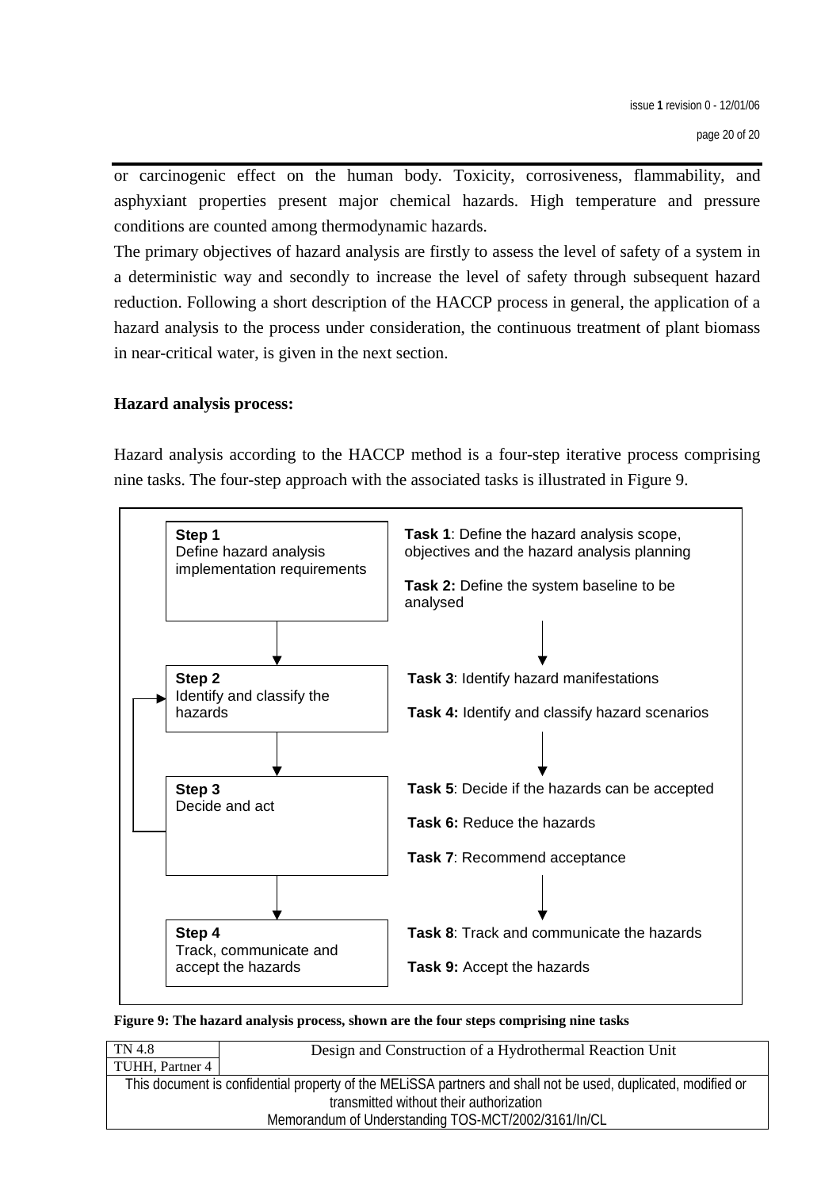or carcinogenic effect on the human body. Toxicity, corrosiveness, flammability, and asphyxiant properties present major chemical hazards. High temperature and pressure conditions are counted among thermodynamic hazards.

The primary objectives of hazard analysis are firstly to assess the level of safety of a system in a deterministic way and secondly to increase the level of safety through subsequent hazard reduction. Following a short description of the HACCP process in general, the application of a hazard analysis to the process under consideration, the continuous treatment of plant biomass in near-critical water, is given in the next section.

**Hazard analysis process:**

Hazard analysis according to the HACCP method is a four-step iterative process comprising nine tasks. The four-step approach with the associated tasks is illustrated in Figure 9.

| Step | Tasks |
| --- | --- |
| **Step 1** Define hazard analysis implementation requirements | **Task 1**: Define the hazard analysis scope, objectives and the hazard analysis planning<br>**Task 2:** Define the system baseline to be analysed |
| **Step 2** Identify and classify the hazards | **Task 3**: Identify hazard manifestations<br>**Task 4:** Identify and classify hazard scenarios |
| **Step 3** Decide and act | **Task 5**: Decide if the hazards can be accepted<br>**Task 6:** Reduce the hazards<br>**Task 7**: Recommend acceptance |
| **Step 4** Track, communicate and accept the hazards | **Task 8**: Track and communicate the hazards<br>**Task 9:** Accept the hazards |

**Figure 9: The hazard analysis process, shown are the four steps comprising nine tasks**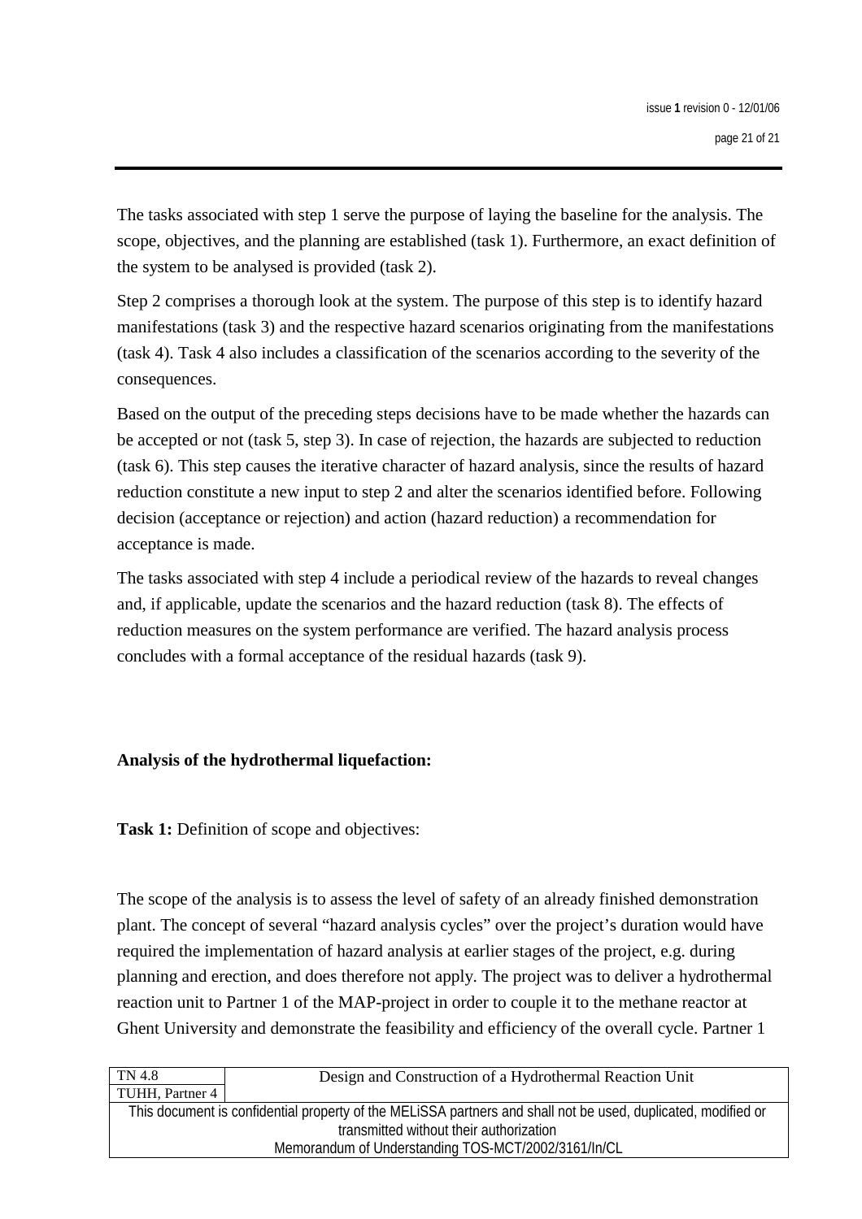The tasks associated with step 1 serve the purpose of laying the baseline for the analysis. The scope, objectives, and the planning are established (task 1). Furthermore, an exact definition of the system to be analysed is provided (task 2).

Step 2 comprises a thorough look at the system. The purpose of this step is to identify hazard manifestations (task 3) and the respective hazard scenarios originating from the manifestations (task 4). Task 4 also includes a classification of the scenarios according to the severity of the consequences.

Based on the output of the preceding steps decisions have to be made whether the hazards can be accepted or not (task 5, step 3). In case of rejection, the hazards are subjected to reduction (task 6). This step causes the iterative character of hazard analysis, since the results of hazard reduction constitute a new input to step 2 and alter the scenarios identified before. Following decision (acceptance or rejection) and action (hazard reduction) a recommendation for acceptance is made.

The tasks associated with step 4 include a periodical review of the hazards to reveal changes and, if applicable, update the scenarios and the hazard reduction (task 8). The effects of reduction measures on the system performance are verified. The hazard analysis process concludes with a formal acceptance of the residual hazards (task 9).

**Analysis of the hydrothermal liquefaction:**

**Task 1:** Definition of scope and objectives:

The scope of the analysis is to assess the level of safety of an already finished demonstration plant. The concept of several "hazard analysis cycles" over the project's duration would have required the implementation of hazard analysis at earlier stages of the project, e.g. during planning and erection, and does therefore not apply. The project was to deliver a hydrothermal reaction unit to Partner 1 of the MAP-project in order to couple it to the methane reactor at Ghent University and demonstrate the feasibility and efficiency of the overall cycle. Partner 1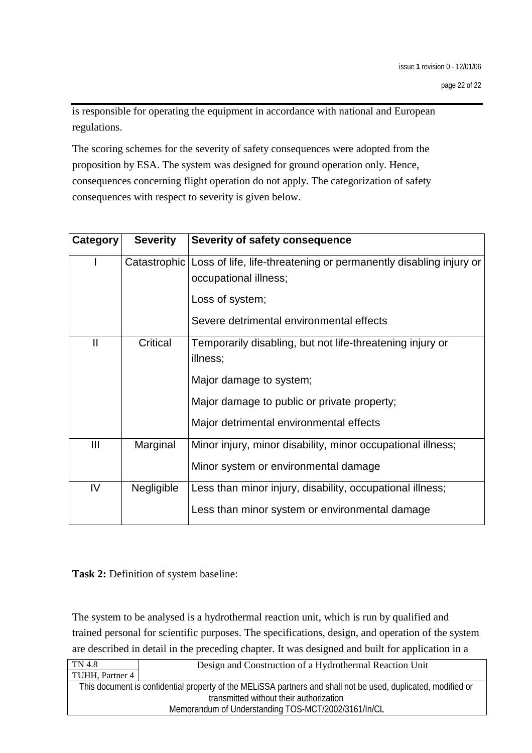is responsible for operating the equipment in accordance with national and European regulations.

The scoring schemes for the severity of safety consequences were adopted from the proposition by ESA. The system was designed for ground operation only. Hence, consequences concerning flight operation do not apply. The categorization of safety consequences with respect to severity is given below.

| Category | Severity | Severity of safety consequence |
|---|---|---|
| I | Catastrophic | Loss of life, life-threatening or permanently disabling injury or occupational illness;<br>Loss of system;<br>Severe detrimental environmental effects |
| II | Critical | Temporarily disabling, but not life-threatening injury or illness;<br>Major damage to system;<br>Major damage to public or private property;<br>Major detrimental environmental effects |
| III | Marginal | Minor injury, minor disability, minor occupational illness;<br>Minor system or environmental damage |
| IV | Negligible | Less than minor injury, disability, occupational illness;<br>Less than minor system or environmental damage |

**Task 2:** Definition of system baseline:

The system to be analysed is a hydrothermal reaction unit, which is run by qualified and trained personal for scientific purposes. The specifications, design, and operation of the system are described in detail in the preceding chapter. It was designed and built for application in a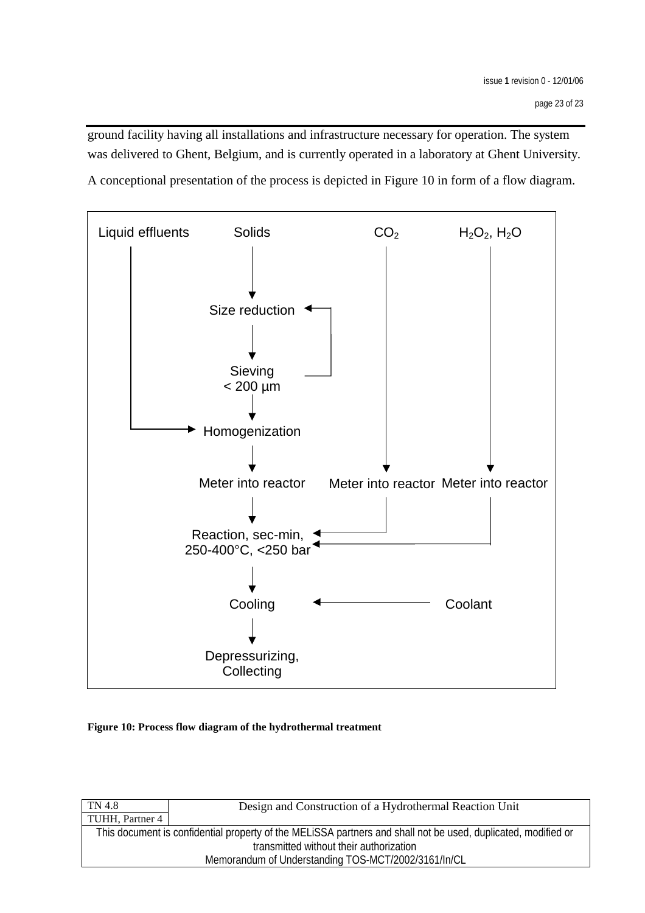ground facility having all installations and infrastructure necessary for operation. The system was delivered to Ghent, Belgium, and is currently operated in a laboratory at Ghent University.

A conceptional presentation of the process is depicted in Figure 10 in form of a flow diagram.

Liquid effluents | Solids | $CO_2$ | $H_2O_2$, $H_2O$

Size reduction

Sieving < 200 µm

Homogenization

Meter into reactor | Meter into reactor | Meter into reactor

Reaction, sec-min, 250-400°C, <250 bar

Cooling | Coolant

Depressurizing, Collecting

**Figure 10: Process flow diagram of the hydrothermal treatment**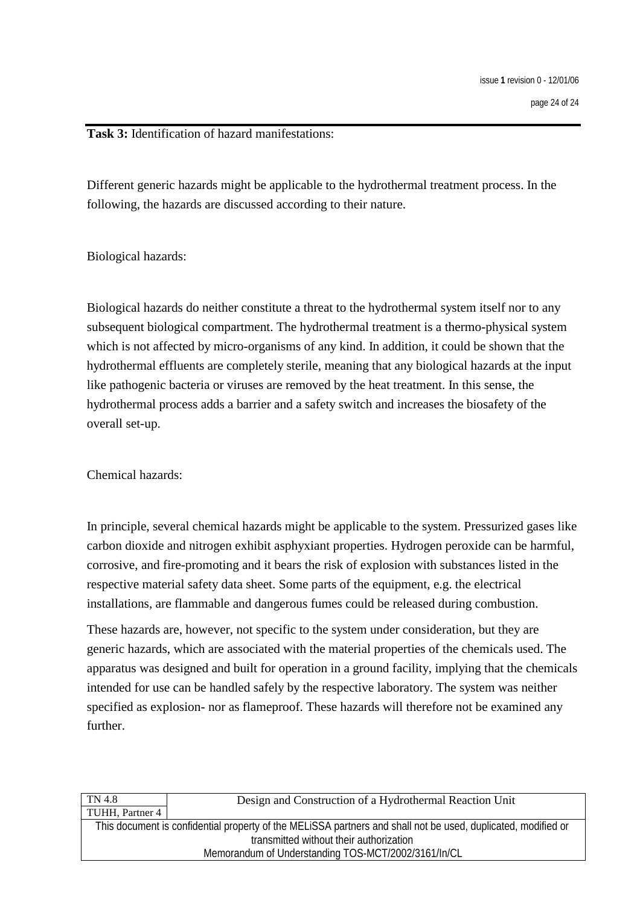**Task 3:** Identification of hazard manifestations:

Different generic hazards might be applicable to the hydrothermal treatment process. In the following, the hazards are discussed according to their nature.

Biological hazards:

Biological hazards do neither constitute a threat to the hydrothermal system itself nor to any subsequent biological compartment. The hydrothermal treatment is a thermo-physical system which is not affected by micro-organisms of any kind. In addition, it could be shown that the hydrothermal effluents are completely sterile, meaning that any biological hazards at the input like pathogenic bacteria or viruses are removed by the heat treatment. In this sense, the hydrothermal process adds a barrier and a safety switch and increases the biosafety of the overall set-up.

Chemical hazards:

In principle, several chemical hazards might be applicable to the system. Pressurized gases like carbon dioxide and nitrogen exhibit asphyxiant properties. Hydrogen peroxide can be harmful, corrosive, and fire-promoting and it bears the risk of explosion with substances listed in the respective material safety data sheet. Some parts of the equipment, e.g. the electrical installations, are flammable and dangerous fumes could be released during combustion.

These hazards are, however, not specific to the system under consideration, but they are generic hazards, which are associated with the material properties of the chemicals used. The apparatus was designed and built for operation in a ground facility, implying that the chemicals intended for use can be handled safely by the respective laboratory. The system was neither specified as explosion- nor as flameproof. These hazards will therefore not be examined any further.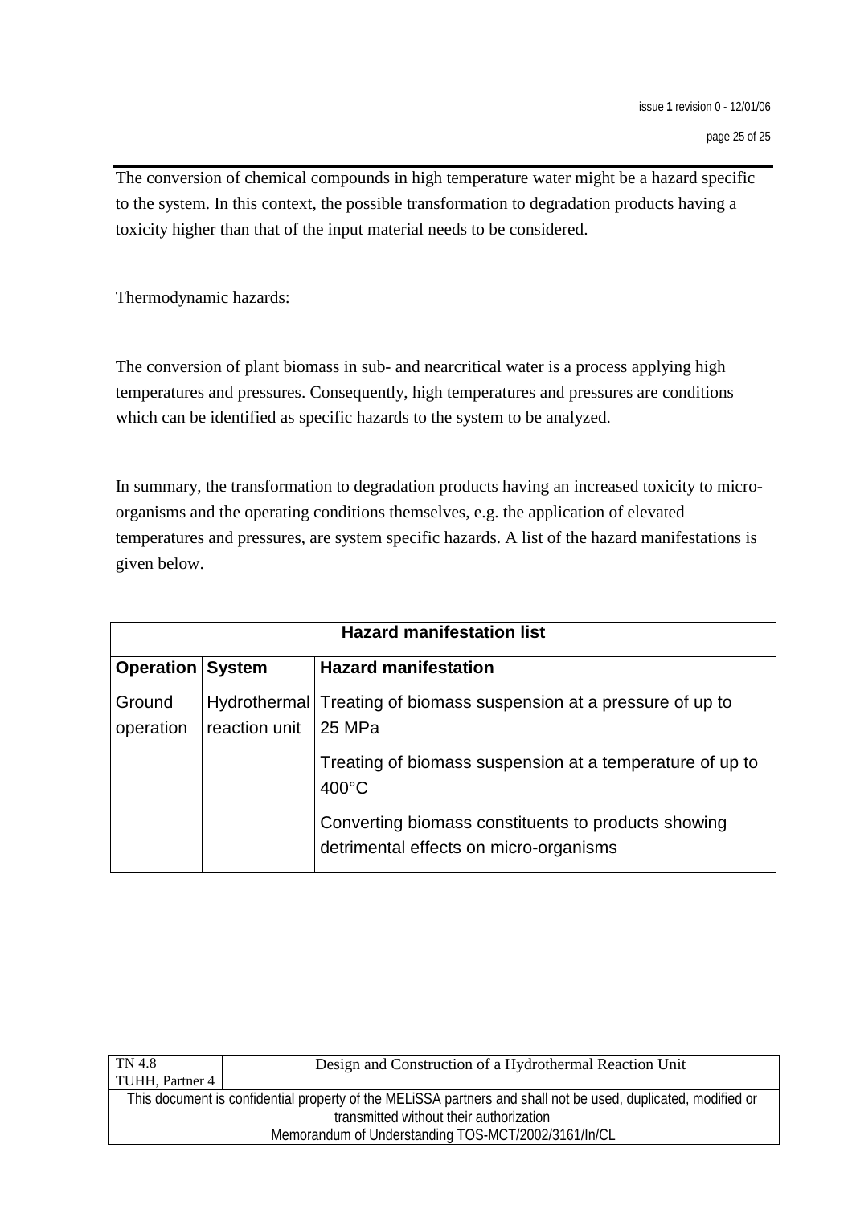The conversion of chemical compounds in high temperature water might be a hazard specific to the system. In this context, the possible transformation to degradation products having a toxicity higher than that of the input material needs to be considered.

Thermodynamic hazards:

The conversion of plant biomass in sub- and nearcritical water is a process applying high temperatures and pressures. Consequently, high temperatures and pressures are conditions which can be identified as specific hazards to the system to be analyzed.

In summary, the transformation to degradation products having an increased toxicity to micro-organisms and the operating conditions themselves, e.g. the application of elevated temperatures and pressures, are system specific hazards. A list of the hazard manifestations is given below.

| Hazard manifestation list | | |
|---|---|---|
| **Operation** | **System** | **Hazard manifestation** |
| Ground operation | Hydrothermal reaction unit | Treating of biomass suspension at a pressure of up to 25 MPa |
| | | Treating of biomass suspension at a temperature of up to 400°C |
| | | Converting biomass constituents to products showing detrimental effects on micro-organisms |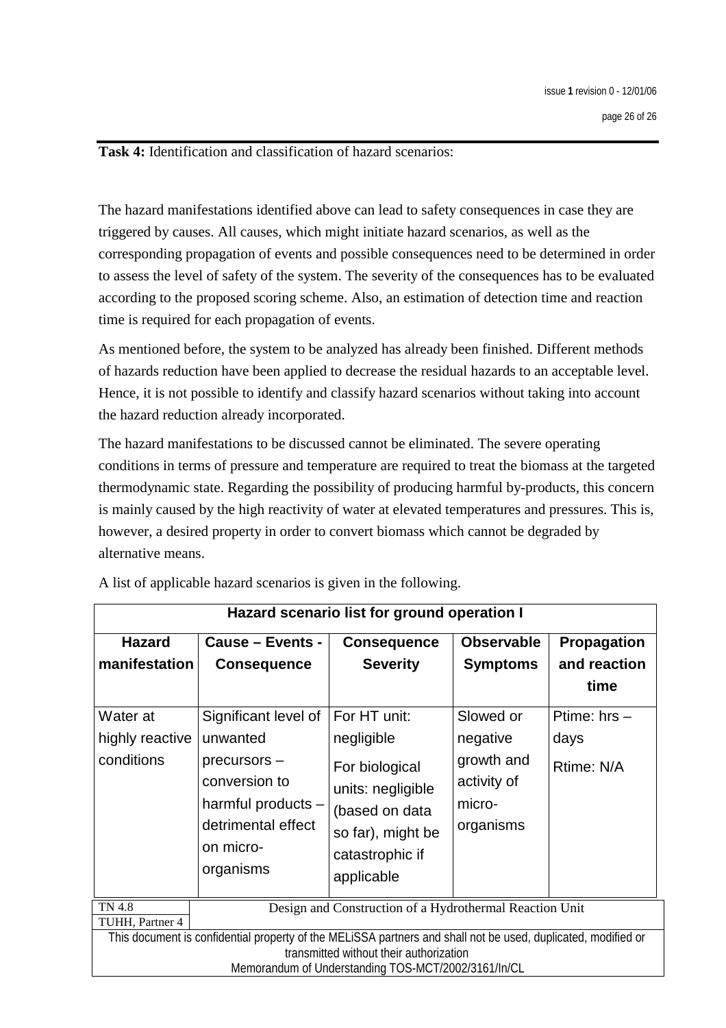**Task 4:** Identification and classification of hazard scenarios:

The hazard manifestations identified above can lead to safety consequences in case they are triggered by causes. All causes, which might initiate hazard scenarios, as well as the corresponding propagation of events and possible consequences need to be determined in order to assess the level of safety of the system. The severity of the consequences has to be evaluated according to the proposed scoring scheme. Also, an estimation of detection time and reaction time is required for each propagation of events.

As mentioned before, the system to be analyzed has already been finished. Different methods of hazards reduction have been applied to decrease the residual hazards to an acceptable level. Hence, it is not possible to identify and classify hazard scenarios without taking into account the hazard reduction already incorporated.

The hazard manifestations to be discussed cannot be eliminated. The severe operating conditions in terms of pressure and temperature are required to treat the biomass at the targeted thermodynamic state. Regarding the possibility of producing harmful by-products, this concern is mainly caused by the high reactivity of water at elevated temperatures and pressures. This is, however, a desired property in order to convert biomass which cannot be degraded by alternative means.

A list of applicable hazard scenarios is given in the following.

| Hazard scenario list for ground operation I | | | | |
|---|---|---|---|---|
| **Hazard manifestation** | **Cause – Events - Consequence** | **Consequence Severity** | **Observable Symptoms** | **Propagation and reaction time** |
| Water at highly reactive conditions | Significant level of unwanted precursors – conversion to harmful products – detrimental effect on micro-organisms | For HT unit: negligible<br>For biological units: negligible (based on data so far), might be catastrophic if applicable | Slowed or negative growth and activity of micro-organisms | Ptime: hrs – days<br>Rtime: N/A |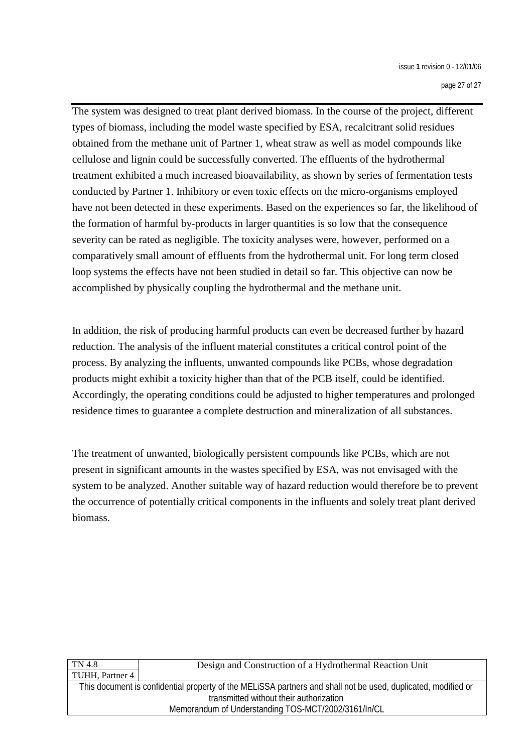The system was designed to treat plant derived biomass. In the course of the project, different types of biomass, including the model waste specified by ESA, recalcitrant solid residues obtained from the methane unit of Partner 1, wheat straw as well as model compounds like cellulose and lignin could be successfully converted. The effluents of the hydrothermal treatment exhibited a much increased bioavailability, as shown by series of fermentation tests conducted by Partner 1. Inhibitory or even toxic effects on the micro-organisms employed have not been detected in these experiments. Based on the experiences so far, the likelihood of the formation of harmful by-products in larger quantities is so low that the consequence severity can be rated as negligible. The toxicity analyses were, however, performed on a comparatively small amount of effluents from the hydrothermal unit. For long term closed loop systems the effects have not been studied in detail so far. This objective can now be accomplished by physically coupling the hydrothermal and the methane unit.

In addition, the risk of producing harmful products can even be decreased further by hazard reduction. The analysis of the influent material constitutes a critical control point of the process. By analyzing the influents, unwanted compounds like PCBs, whose degradation products might exhibit a toxicity higher than that of the PCB itself, could be identified. Accordingly, the operating conditions could be adjusted to higher temperatures and prolonged residence times to guarantee a complete destruction and mineralization of all substances.

The treatment of unwanted, biologically persistent compounds like PCBs, which are not present in significant amounts in the wastes specified by ESA, was not envisaged with the system to be analyzed. Another suitable way of hazard reduction would therefore be to prevent the occurrence of potentially critical components in the influents and solely treat plant derived biomass.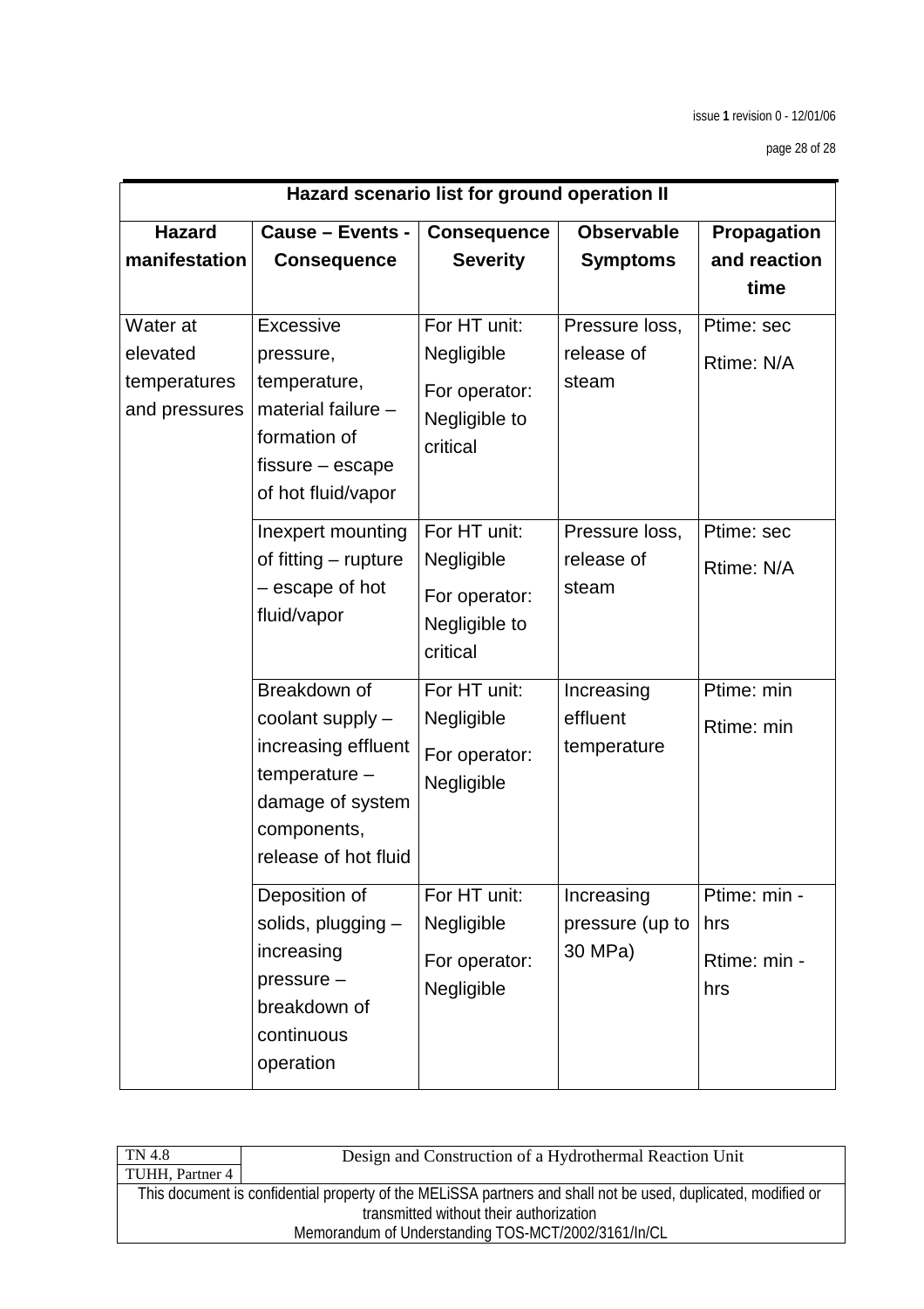| Hazard scenario list for ground operation II | | | | |
|---|---|---|---|---|
| **Hazard manifestation** | **Cause – Events - Consequence** | **Consequence Severity** | **Observable Symptoms** | **Propagation and reaction time** |
| Water at elevated temperatures and pressures | Excessive pressure, temperature, material failure – formation of fissure – escape of hot fluid/vapor | For HT unit: Negligible<br>For operator: Negligible to critical | Pressure loss, release of steam | Ptime: sec<br>Rtime: N/A |
| | Inexpert mounting of fitting – rupture – escape of hot fluid/vapor | For HT unit: Negligible<br>For operator: Negligible to critical | Pressure loss, release of steam | Ptime: sec<br>Rtime: N/A |
| | Breakdown of coolant supply – increasing effluent temperature – damage of system components, release of hot fluid | For HT unit: Negligible<br>For operator: Negligible | Increasing effluent temperature | Ptime: min<br>Rtime: min |
| | Deposition of solids, plugging – increasing pressure – breakdown of continuous operation | For HT unit: Negligible<br>For operator: Negligible | Increasing pressure (up to 30 MPa) | Ptime: min - hrs<br>Rtime: min - hrs |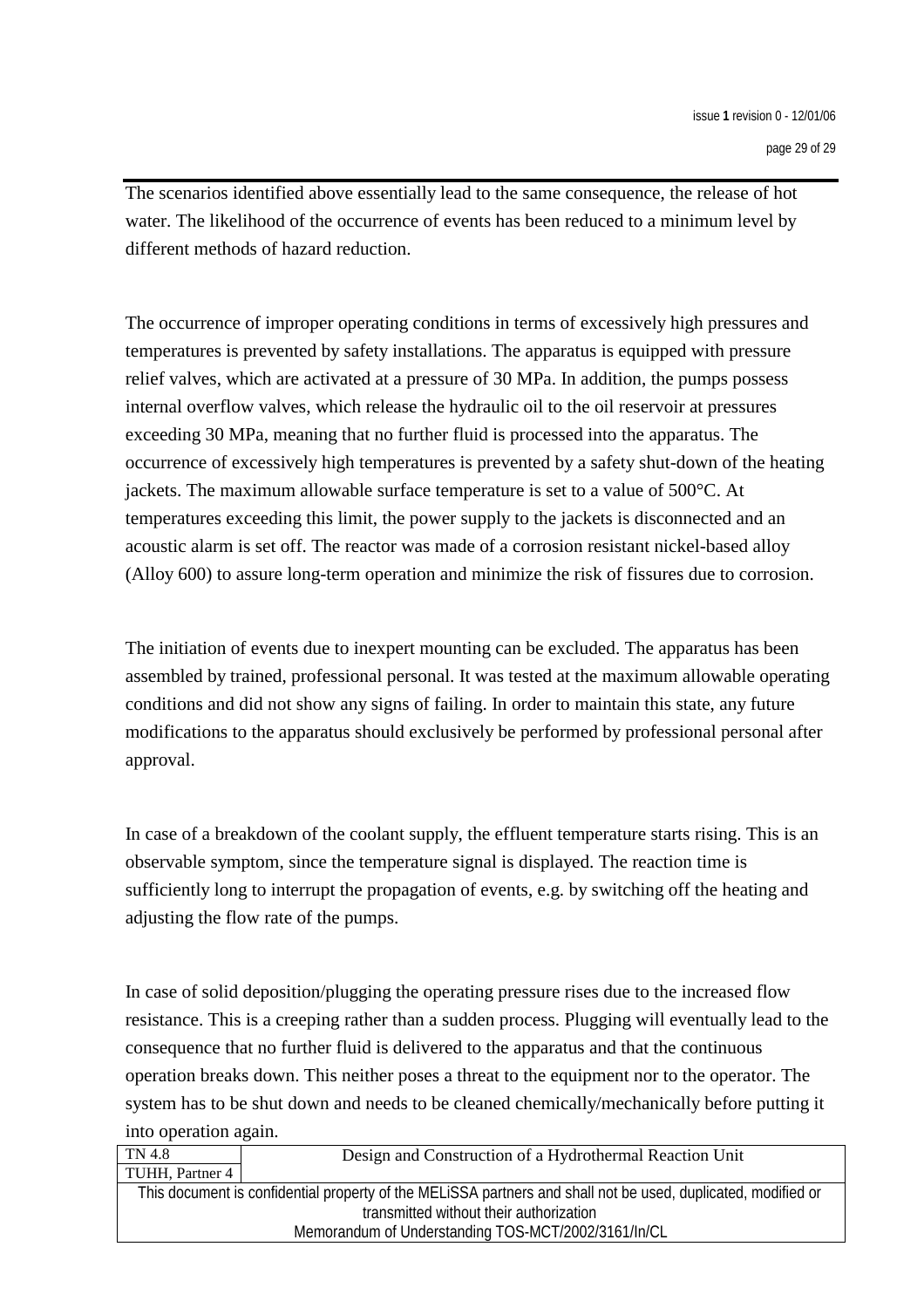The scenarios identified above essentially lead to the same consequence, the release of hot water. The likelihood of the occurrence of events has been reduced to a minimum level by different methods of hazard reduction.

The occurrence of improper operating conditions in terms of excessively high pressures and temperatures is prevented by safety installations. The apparatus is equipped with pressure relief valves, which are activated at a pressure of 30 MPa. In addition, the pumps possess internal overflow valves, which release the hydraulic oil to the oil reservoir at pressures exceeding 30 MPa, meaning that no further fluid is processed into the apparatus. The occurrence of excessively high temperatures is prevented by a safety shut-down of the heating jackets. The maximum allowable surface temperature is set to a value of 500°C. At temperatures exceeding this limit, the power supply to the jackets is disconnected and an acoustic alarm is set off. The reactor was made of a corrosion resistant nickel-based alloy (Alloy 600) to assure long-term operation and minimize the risk of fissures due to corrosion.

The initiation of events due to inexpert mounting can be excluded. The apparatus has been assembled by trained, professional personal. It was tested at the maximum allowable operating conditions and did not show any signs of failing. In order to maintain this state, any future modifications to the apparatus should exclusively be performed by professional personal after approval.

In case of a breakdown of the coolant supply, the effluent temperature starts rising. This is an observable symptom, since the temperature signal is displayed. The reaction time is sufficiently long to interrupt the propagation of events, e.g. by switching off the heating and adjusting the flow rate of the pumps.

In case of solid deposition/plugging the operating pressure rises due to the increased flow resistance. This is a creeping rather than a sudden process. Plugging will eventually lead to the consequence that no further fluid is delivered to the apparatus and that the continuous operation breaks down. This neither poses a threat to the equipment nor to the operator. The system has to be shut down and needs to be cleaned chemically/mechanically before putting it into operation again.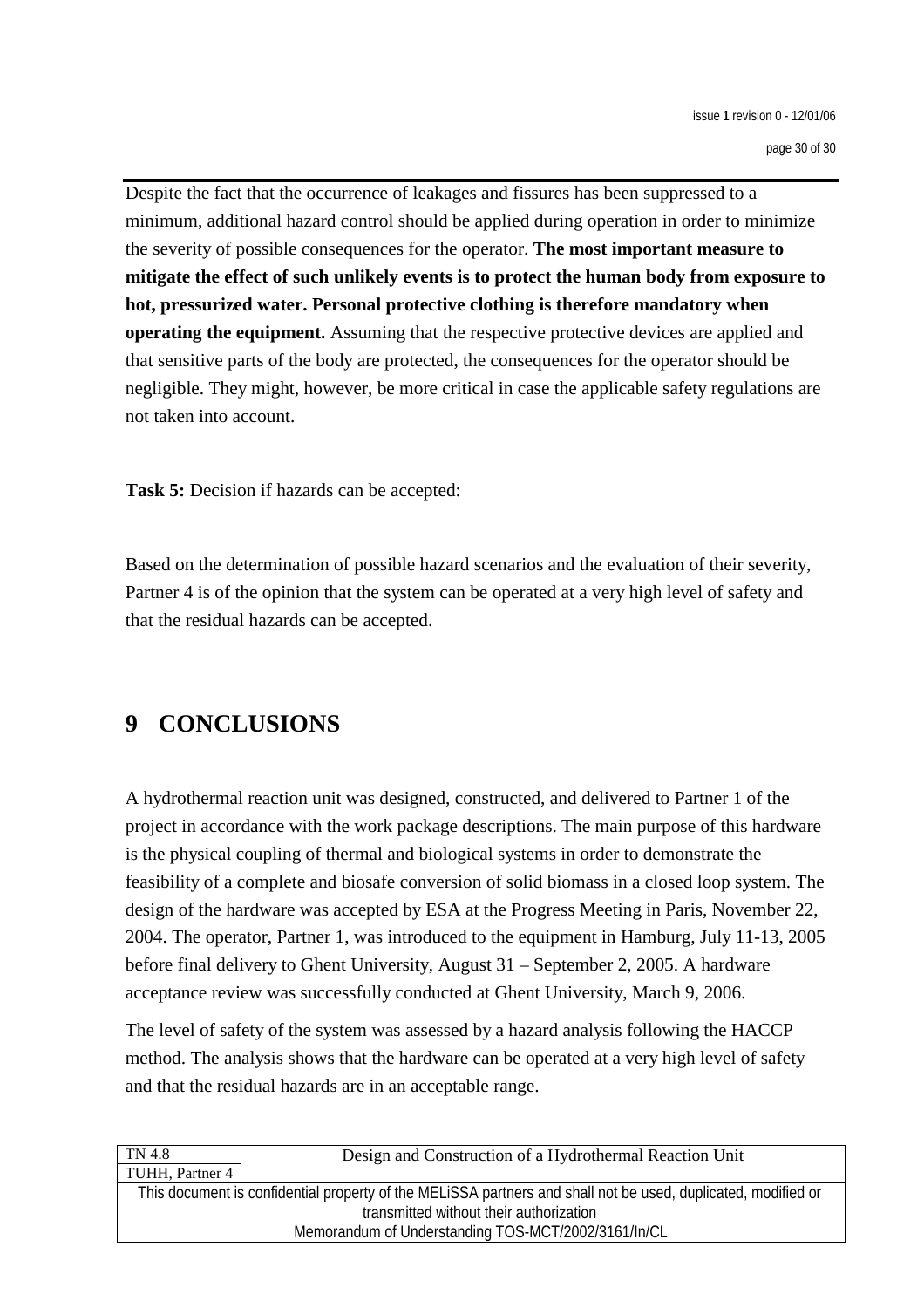Despite the fact that the occurrence of leakages and fissures has been suppressed to a minimum, additional hazard control should be applied during operation in order to minimize the severity of possible consequences for the operator. **The most important measure to mitigate the effect of such unlikely events is to protect the human body from exposure to hot, pressurized water. Personal protective clothing is therefore mandatory when operating the equipment.** Assuming that the respective protective devices are applied and that sensitive parts of the body are protected, the consequences for the operator should be negligible. They might, however, be more critical in case the applicable safety regulations are not taken into account.

**Task 5:** Decision if hazards can be accepted:

Based on the determination of possible hazard scenarios and the evaluation of their severity, Partner 4 is of the opinion that the system can be operated at a very high level of safety and that the residual hazards can be accepted.

# 9 CONCLUSIONS

A hydrothermal reaction unit was designed, constructed, and delivered to Partner 1 of the project in accordance with the work package descriptions. The main purpose of this hardware is the physical coupling of thermal and biological systems in order to demonstrate the feasibility of a complete and biosafe conversion of solid biomass in a closed loop system. The design of the hardware was accepted by ESA at the Progress Meeting in Paris, November 22, 2004. The operator, Partner 1, was introduced to the equipment in Hamburg, July 11-13, 2005 before final delivery to Ghent University, August 31 – September 2, 2005. A hardware acceptance review was successfully conducted at Ghent University, March 9, 2006.

The level of safety of the system was assessed by a hazard analysis following the HACCP method. The analysis shows that the hardware can be operated at a very high level of safety and that the residual hazards are in an acceptable range.